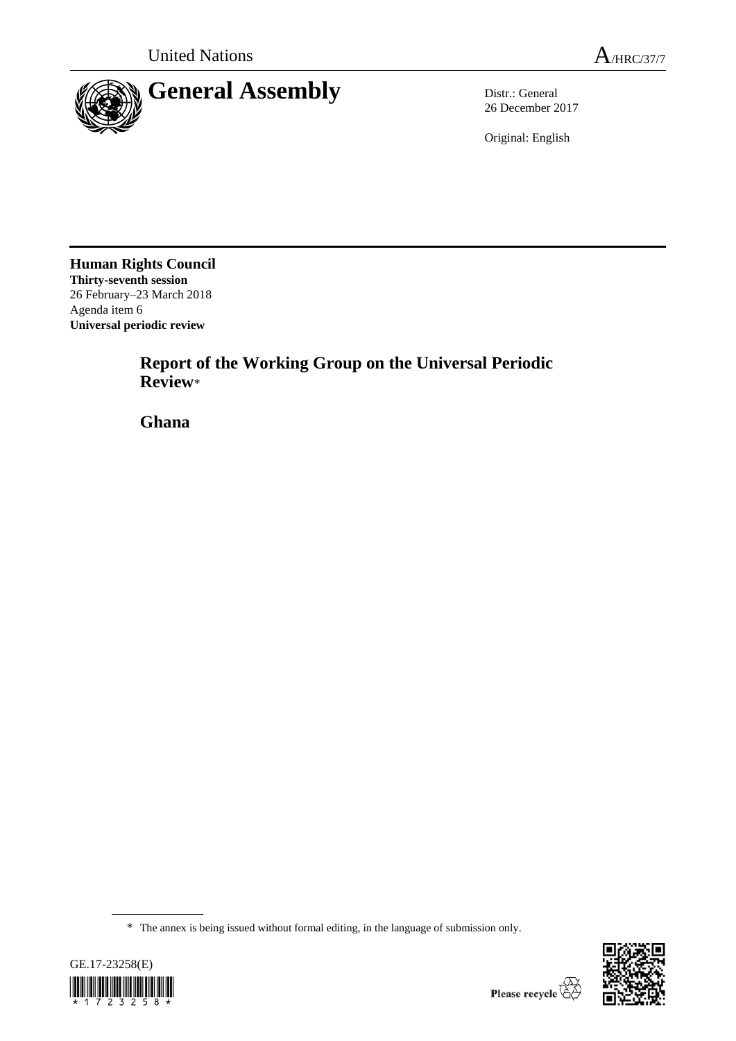United Nations

A/HRC/37/7

# General Assembly

Distr.: General
26 December 2017

Original: English

**Human Rights Council**
**Thirty-seventh session**
26 February–23 March 2018
Agenda item 6
**Universal periodic review**

## Report of the Working Group on the Universal Periodic Review*

## Ghana

\* The annex is being issued without formal editing, in the language of submission only.

GE.17-23258(E)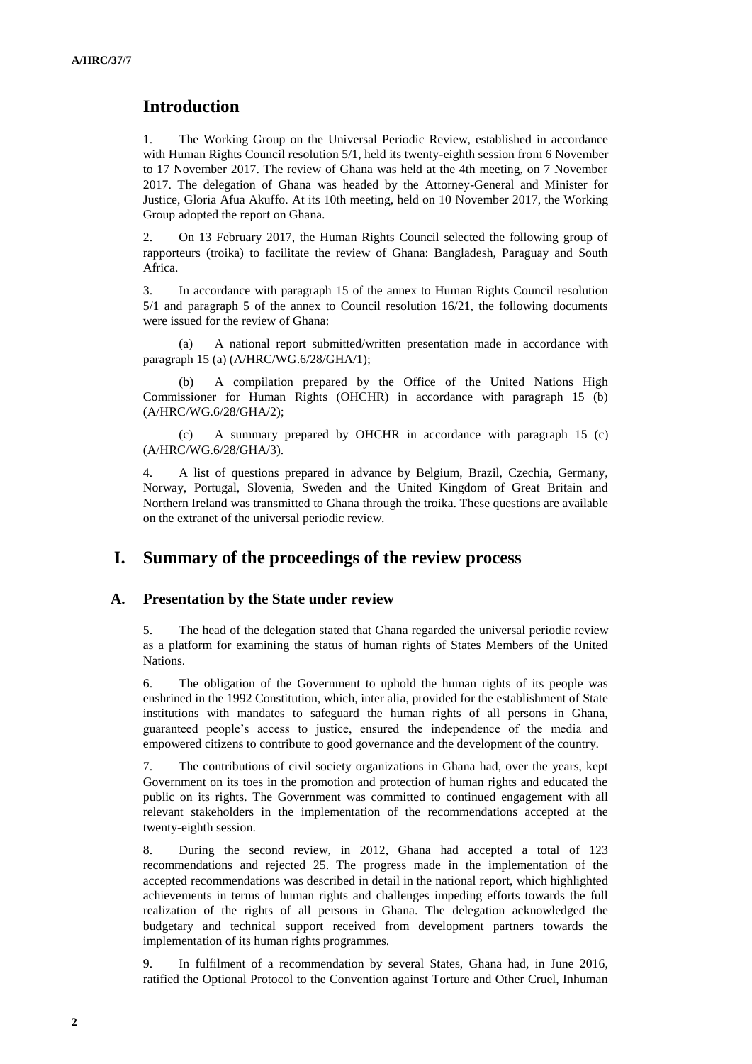## Introduction

1. The Working Group on the Universal Periodic Review, established in accordance with Human Rights Council resolution 5/1, held its twenty-eighth session from 6 November to 17 November 2017. The review of Ghana was held at the 4th meeting, on 7 November 2017. The delegation of Ghana was headed by the Attorney-General and Minister for Justice, Gloria Afua Akuffo. At its 10th meeting, held on 10 November 2017, the Working Group adopted the report on Ghana.

2. On 13 February 2017, the Human Rights Council selected the following group of rapporteurs (troika) to facilitate the review of Ghana: Bangladesh, Paraguay and South Africa.

3. In accordance with paragraph 15 of the annex to Human Rights Council resolution 5/1 and paragraph 5 of the annex to Council resolution 16/21, the following documents were issued for the review of Ghana:

(a) A national report submitted/written presentation made in accordance with paragraph 15 (a) (A/HRC/WG.6/28/GHA/1);

(b) A compilation prepared by the Office of the United Nations High Commissioner for Human Rights (OHCHR) in accordance with paragraph 15 (b) (A/HRC/WG.6/28/GHA/2);

(c) A summary prepared by OHCHR in accordance with paragraph 15 (c) (A/HRC/WG.6/28/GHA/3).

4. A list of questions prepared in advance by Belgium, Brazil, Czechia, Germany, Norway, Portugal, Slovenia, Sweden and the United Kingdom of Great Britain and Northern Ireland was transmitted to Ghana through the troika. These questions are available on the extranet of the universal periodic review.

## I. Summary of the proceedings of the review process

### A. Presentation by the State under review

5. The head of the delegation stated that Ghana regarded the universal periodic review as a platform for examining the status of human rights of States Members of the United Nations.

6. The obligation of the Government to uphold the human rights of its people was enshrined in the 1992 Constitution, which, inter alia, provided for the establishment of State institutions with mandates to safeguard the human rights of all persons in Ghana, guaranteed people's access to justice, ensured the independence of the media and empowered citizens to contribute to good governance and the development of the country.

7. The contributions of civil society organizations in Ghana had, over the years, kept Government on its toes in the promotion and protection of human rights and educated the public on its rights. The Government was committed to continued engagement with all relevant stakeholders in the implementation of the recommendations accepted at the twenty-eighth session.

8. During the second review, in 2012, Ghana had accepted a total of 123 recommendations and rejected 25. The progress made in the implementation of the accepted recommendations was described in detail in the national report, which highlighted achievements in terms of human rights and challenges impeding efforts towards the full realization of the rights of all persons in Ghana. The delegation acknowledged the budgetary and technical support received from development partners towards the implementation of its human rights programmes.

9. In fulfilment of a recommendation by several States, Ghana had, in June 2016, ratified the Optional Protocol to the Convention against Torture and Other Cruel, Inhuman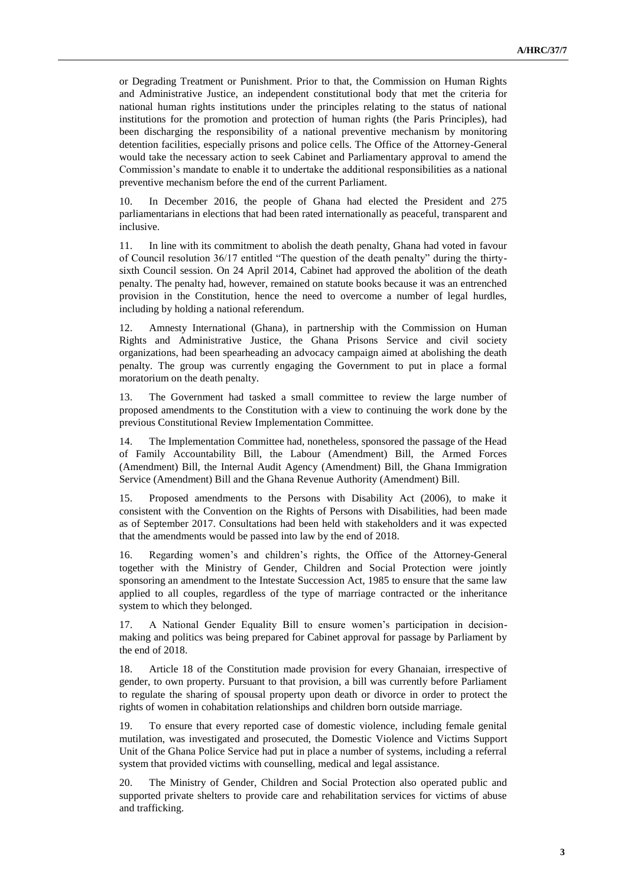or Degrading Treatment or Punishment. Prior to that, the Commission on Human Rights and Administrative Justice, an independent constitutional body that met the criteria for national human rights institutions under the principles relating to the status of national institutions for the promotion and protection of human rights (the Paris Principles), had been discharging the responsibility of a national preventive mechanism by monitoring detention facilities, especially prisons and police cells. The Office of the Attorney-General would take the necessary action to seek Cabinet and Parliamentary approval to amend the Commission's mandate to enable it to undertake the additional responsibilities as a national preventive mechanism before the end of the current Parliament.

10. In December 2016, the people of Ghana had elected the President and 275 parliamentarians in elections that had been rated internationally as peaceful, transparent and inclusive.

11. In line with its commitment to abolish the death penalty, Ghana had voted in favour of Council resolution 36/17 entitled "The question of the death penalty" during the thirty-sixth Council session. On 24 April 2014, Cabinet had approved the abolition of the death penalty. The penalty had, however, remained on statute books because it was an entrenched provision in the Constitution, hence the need to overcome a number of legal hurdles, including by holding a national referendum.

12. Amnesty International (Ghana), in partnership with the Commission on Human Rights and Administrative Justice, the Ghana Prisons Service and civil society organizations, had been spearheading an advocacy campaign aimed at abolishing the death penalty. The group was currently engaging the Government to put in place a formal moratorium on the death penalty.

13. The Government had tasked a small committee to review the large number of proposed amendments to the Constitution with a view to continuing the work done by the previous Constitutional Review Implementation Committee.

14. The Implementation Committee had, nonetheless, sponsored the passage of the Head of Family Accountability Bill, the Labour (Amendment) Bill, the Armed Forces (Amendment) Bill, the Internal Audit Agency (Amendment) Bill, the Ghana Immigration Service (Amendment) Bill and the Ghana Revenue Authority (Amendment) Bill.

15. Proposed amendments to the Persons with Disability Act (2006), to make it consistent with the Convention on the Rights of Persons with Disabilities, had been made as of September 2017. Consultations had been held with stakeholders and it was expected that the amendments would be passed into law by the end of 2018.

16. Regarding women's and children's rights, the Office of the Attorney-General together with the Ministry of Gender, Children and Social Protection were jointly sponsoring an amendment to the Intestate Succession Act, 1985 to ensure that the same law applied to all couples, regardless of the type of marriage contracted or the inheritance system to which they belonged.

17. A National Gender Equality Bill to ensure women's participation in decision-making and politics was being prepared for Cabinet approval for passage by Parliament by the end of 2018.

18. Article 18 of the Constitution made provision for every Ghanaian, irrespective of gender, to own property. Pursuant to that provision, a bill was currently before Parliament to regulate the sharing of spousal property upon death or divorce in order to protect the rights of women in cohabitation relationships and children born outside marriage.

19. To ensure that every reported case of domestic violence, including female genital mutilation, was investigated and prosecuted, the Domestic Violence and Victims Support Unit of the Ghana Police Service had put in place a number of systems, including a referral system that provided victims with counselling, medical and legal assistance.

20. The Ministry of Gender, Children and Social Protection also operated public and supported private shelters to provide care and rehabilitation services for victims of abuse and trafficking.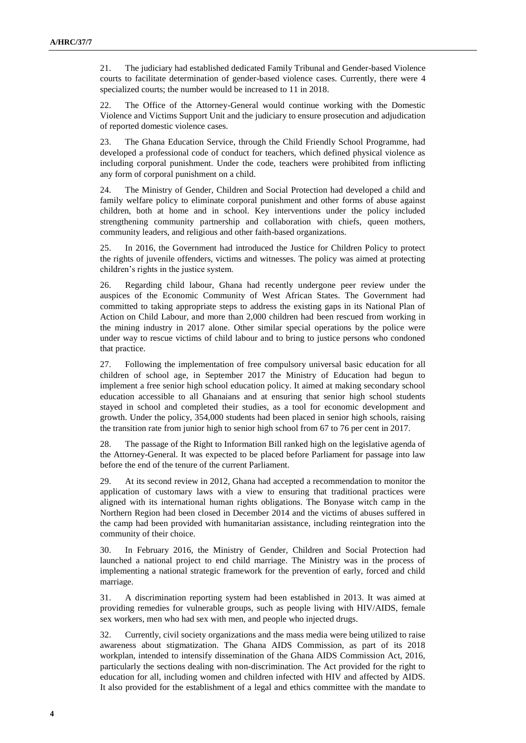21. The judiciary had established dedicated Family Tribunal and Gender-based Violence courts to facilitate determination of gender-based violence cases. Currently, there were 4 specialized courts; the number would be increased to 11 in 2018.

22. The Office of the Attorney-General would continue working with the Domestic Violence and Victims Support Unit and the judiciary to ensure prosecution and adjudication of reported domestic violence cases.

23. The Ghana Education Service, through the Child Friendly School Programme, had developed a professional code of conduct for teachers, which defined physical violence as including corporal punishment. Under the code, teachers were prohibited from inflicting any form of corporal punishment on a child.

24. The Ministry of Gender, Children and Social Protection had developed a child and family welfare policy to eliminate corporal punishment and other forms of abuse against children, both at home and in school. Key interventions under the policy included strengthening community partnership and collaboration with chiefs, queen mothers, community leaders, and religious and other faith-based organizations.

25. In 2016, the Government had introduced the Justice for Children Policy to protect the rights of juvenile offenders, victims and witnesses. The policy was aimed at protecting children's rights in the justice system.

26. Regarding child labour, Ghana had recently undergone peer review under the auspices of the Economic Community of West African States. The Government had committed to taking appropriate steps to address the existing gaps in its National Plan of Action on Child Labour, and more than 2,000 children had been rescued from working in the mining industry in 2017 alone. Other similar special operations by the police were under way to rescue victims of child labour and to bring to justice persons who condoned that practice.

27. Following the implementation of free compulsory universal basic education for all children of school age, in September 2017 the Ministry of Education had begun to implement a free senior high school education policy. It aimed at making secondary school education accessible to all Ghanaians and at ensuring that senior high school students stayed in school and completed their studies, as a tool for economic development and growth. Under the policy, 354,000 students had been placed in senior high schools, raising the transition rate from junior high to senior high school from 67 to 76 per cent in 2017.

28. The passage of the Right to Information Bill ranked high on the legislative agenda of the Attorney-General. It was expected to be placed before Parliament for passage into law before the end of the tenure of the current Parliament.

29. At its second review in 2012, Ghana had accepted a recommendation to monitor the application of customary laws with a view to ensuring that traditional practices were aligned with its international human rights obligations. The Bonyase witch camp in the Northern Region had been closed in December 2014 and the victims of abuses suffered in the camp had been provided with humanitarian assistance, including reintegration into the community of their choice.

30. In February 2016, the Ministry of Gender, Children and Social Protection had launched a national project to end child marriage. The Ministry was in the process of implementing a national strategic framework for the prevention of early, forced and child marriage.

31. A discrimination reporting system had been established in 2013. It was aimed at providing remedies for vulnerable groups, such as people living with HIV/AIDS, female sex workers, men who had sex with men, and people who injected drugs.

32. Currently, civil society organizations and the mass media were being utilized to raise awareness about stigmatization. The Ghana AIDS Commission, as part of its 2018 workplan, intended to intensify dissemination of the Ghana AIDS Commission Act, 2016, particularly the sections dealing with non-discrimination. The Act provided for the right to education for all, including women and children infected with HIV and affected by AIDS. It also provided for the establishment of a legal and ethics committee with the mandate to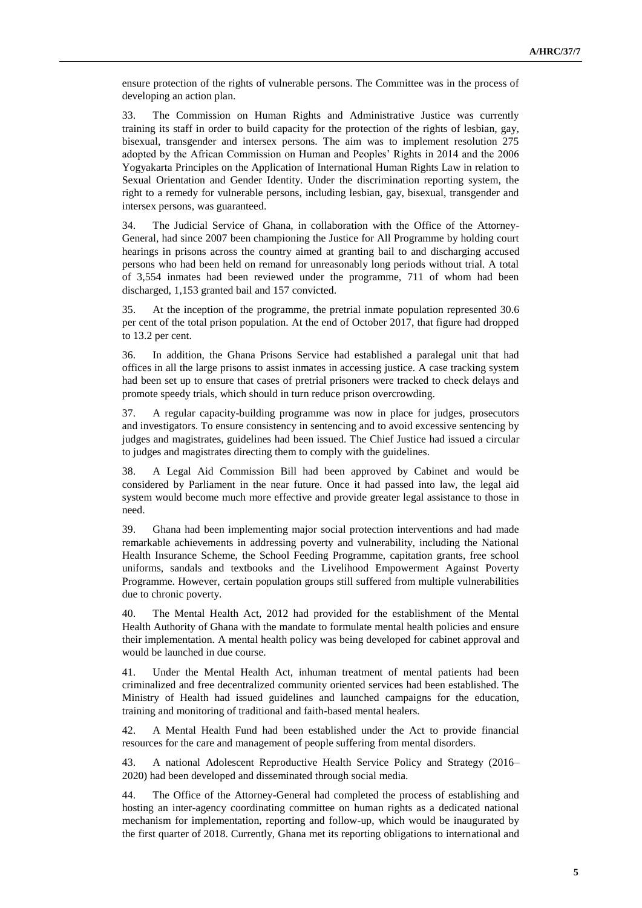ensure protection of the rights of vulnerable persons. The Committee was in the process of developing an action plan.

33. The Commission on Human Rights and Administrative Justice was currently training its staff in order to build capacity for the protection of the rights of lesbian, gay, bisexual, transgender and intersex persons. The aim was to implement resolution 275 adopted by the African Commission on Human and Peoples' Rights in 2014 and the 2006 Yogyakarta Principles on the Application of International Human Rights Law in relation to Sexual Orientation and Gender Identity. Under the discrimination reporting system, the right to a remedy for vulnerable persons, including lesbian, gay, bisexual, transgender and intersex persons, was guaranteed.

34. The Judicial Service of Ghana, in collaboration with the Office of the Attorney-General, had since 2007 been championing the Justice for All Programme by holding court hearings in prisons across the country aimed at granting bail to and discharging accused persons who had been held on remand for unreasonably long periods without trial. A total of 3,554 inmates had been reviewed under the programme, 711 of whom had been discharged, 1,153 granted bail and 157 convicted.

35. At the inception of the programme, the pretrial inmate population represented 30.6 per cent of the total prison population. At the end of October 2017, that figure had dropped to 13.2 per cent.

36. In addition, the Ghana Prisons Service had established a paralegal unit that had offices in all the large prisons to assist inmates in accessing justice. A case tracking system had been set up to ensure that cases of pretrial prisoners were tracked to check delays and promote speedy trials, which should in turn reduce prison overcrowding.

37. A regular capacity-building programme was now in place for judges, prosecutors and investigators. To ensure consistency in sentencing and to avoid excessive sentencing by judges and magistrates, guidelines had been issued. The Chief Justice had issued a circular to judges and magistrates directing them to comply with the guidelines.

38. A Legal Aid Commission Bill had been approved by Cabinet and would be considered by Parliament in the near future. Once it had passed into law, the legal aid system would become much more effective and provide greater legal assistance to those in need.

39. Ghana had been implementing major social protection interventions and had made remarkable achievements in addressing poverty and vulnerability, including the National Health Insurance Scheme, the School Feeding Programme, capitation grants, free school uniforms, sandals and textbooks and the Livelihood Empowerment Against Poverty Programme. However, certain population groups still suffered from multiple vulnerabilities due to chronic poverty.

40. The Mental Health Act, 2012 had provided for the establishment of the Mental Health Authority of Ghana with the mandate to formulate mental health policies and ensure their implementation. A mental health policy was being developed for cabinet approval and would be launched in due course.

41. Under the Mental Health Act, inhuman treatment of mental patients had been criminalized and free decentralized community oriented services had been established. The Ministry of Health had issued guidelines and launched campaigns for the education, training and monitoring of traditional and faith-based mental healers.

42. A Mental Health Fund had been established under the Act to provide financial resources for the care and management of people suffering from mental disorders.

43. A national Adolescent Reproductive Health Service Policy and Strategy (2016–2020) had been developed and disseminated through social media.

44. The Office of the Attorney-General had completed the process of establishing and hosting an inter-agency coordinating committee on human rights as a dedicated national mechanism for implementation, reporting and follow-up, which would be inaugurated by the first quarter of 2018. Currently, Ghana met its reporting obligations to international and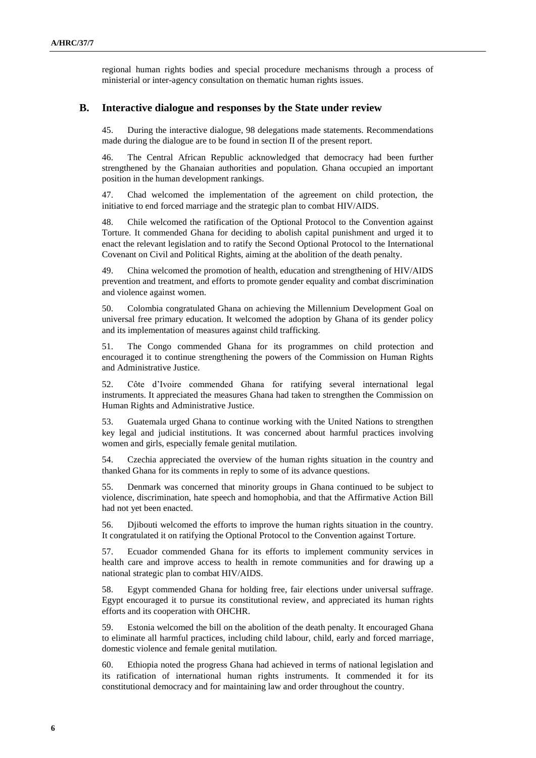regional human rights bodies and special procedure mechanisms through a process of ministerial or inter-agency consultation on thematic human rights issues.

## B. Interactive dialogue and responses by the State under review

45. During the interactive dialogue, 98 delegations made statements. Recommendations made during the dialogue are to be found in section II of the present report.

46. The Central African Republic acknowledged that democracy had been further strengthened by the Ghanaian authorities and population. Ghana occupied an important position in the human development rankings.

47. Chad welcomed the implementation of the agreement on child protection, the initiative to end forced marriage and the strategic plan to combat HIV/AIDS.

48. Chile welcomed the ratification of the Optional Protocol to the Convention against Torture. It commended Ghana for deciding to abolish capital punishment and urged it to enact the relevant legislation and to ratify the Second Optional Protocol to the International Covenant on Civil and Political Rights, aiming at the abolition of the death penalty.

49. China welcomed the promotion of health, education and strengthening of HIV/AIDS prevention and treatment, and efforts to promote gender equality and combat discrimination and violence against women.

50. Colombia congratulated Ghana on achieving the Millennium Development Goal on universal free primary education. It welcomed the adoption by Ghana of its gender policy and its implementation of measures against child trafficking.

51. The Congo commended Ghana for its programmes on child protection and encouraged it to continue strengthening the powers of the Commission on Human Rights and Administrative Justice.

52. Côte d'Ivoire commended Ghana for ratifying several international legal instruments. It appreciated the measures Ghana had taken to strengthen the Commission on Human Rights and Administrative Justice.

53. Guatemala urged Ghana to continue working with the United Nations to strengthen key legal and judicial institutions. It was concerned about harmful practices involving women and girls, especially female genital mutilation.

54. Czechia appreciated the overview of the human rights situation in the country and thanked Ghana for its comments in reply to some of its advance questions.

55. Denmark was concerned that minority groups in Ghana continued to be subject to violence, discrimination, hate speech and homophobia, and that the Affirmative Action Bill had not yet been enacted.

56. Djibouti welcomed the efforts to improve the human rights situation in the country. It congratulated it on ratifying the Optional Protocol to the Convention against Torture.

57. Ecuador commended Ghana for its efforts to implement community services in health care and improve access to health in remote communities and for drawing up a national strategic plan to combat HIV/AIDS.

58. Egypt commended Ghana for holding free, fair elections under universal suffrage. Egypt encouraged it to pursue its constitutional review, and appreciated its human rights efforts and its cooperation with OHCHR.

59. Estonia welcomed the bill on the abolition of the death penalty. It encouraged Ghana to eliminate all harmful practices, including child labour, child, early and forced marriage, domestic violence and female genital mutilation.

60. Ethiopia noted the progress Ghana had achieved in terms of national legislation and its ratification of international human rights instruments. It commended it for its constitutional democracy and for maintaining law and order throughout the country.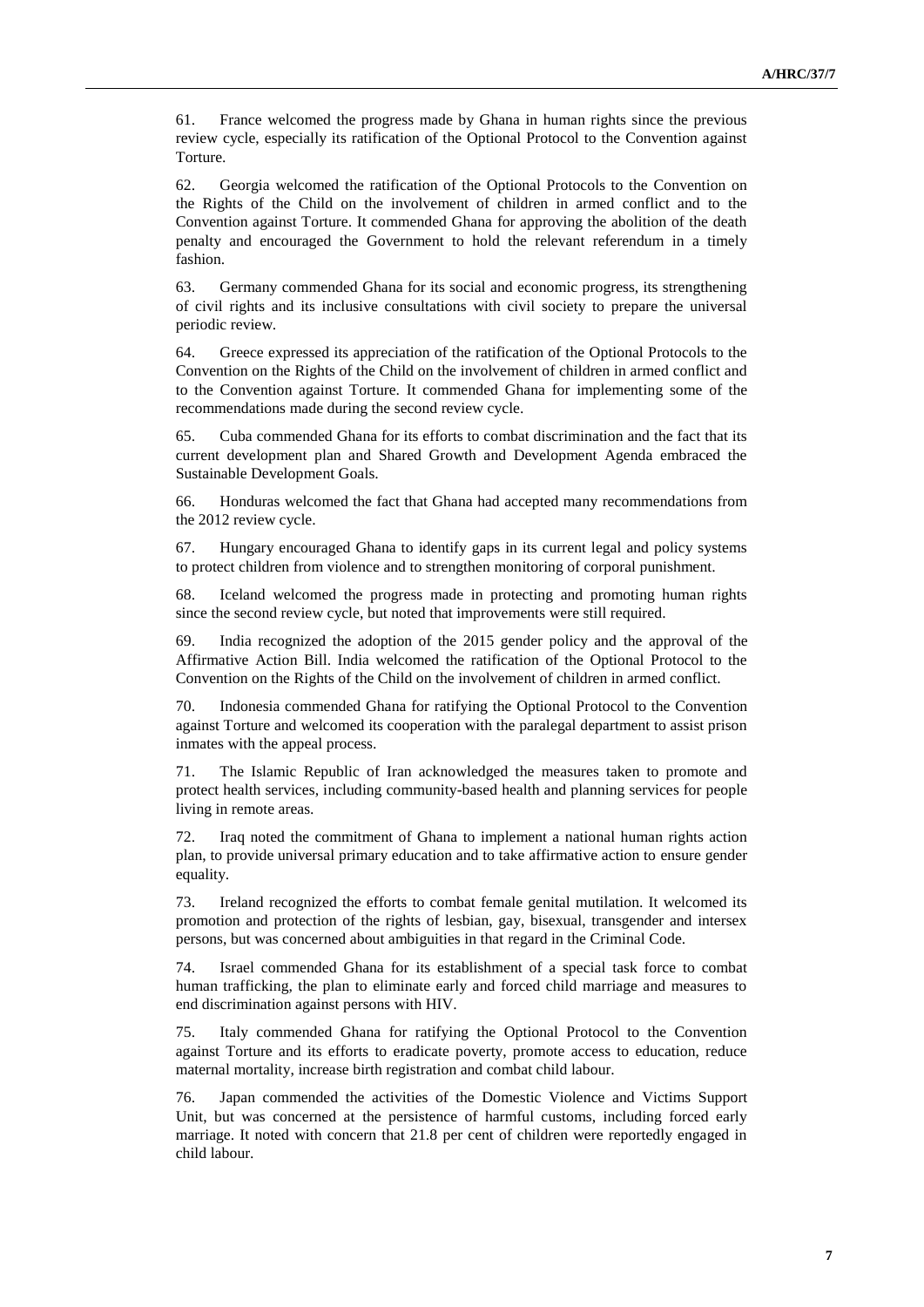61. France welcomed the progress made by Ghana in human rights since the previous review cycle, especially its ratification of the Optional Protocol to the Convention against Torture.

62. Georgia welcomed the ratification of the Optional Protocols to the Convention on the Rights of the Child on the involvement of children in armed conflict and to the Convention against Torture. It commended Ghana for approving the abolition of the death penalty and encouraged the Government to hold the relevant referendum in a timely fashion.

63. Germany commended Ghana for its social and economic progress, its strengthening of civil rights and its inclusive consultations with civil society to prepare the universal periodic review.

64. Greece expressed its appreciation of the ratification of the Optional Protocols to the Convention on the Rights of the Child on the involvement of children in armed conflict and to the Convention against Torture. It commended Ghana for implementing some of the recommendations made during the second review cycle.

65. Cuba commended Ghana for its efforts to combat discrimination and the fact that its current development plan and Shared Growth and Development Agenda embraced the Sustainable Development Goals.

66. Honduras welcomed the fact that Ghana had accepted many recommendations from the 2012 review cycle.

67. Hungary encouraged Ghana to identify gaps in its current legal and policy systems to protect children from violence and to strengthen monitoring of corporal punishment.

68. Iceland welcomed the progress made in protecting and promoting human rights since the second review cycle, but noted that improvements were still required.

69. India recognized the adoption of the 2015 gender policy and the approval of the Affirmative Action Bill. India welcomed the ratification of the Optional Protocol to the Convention on the Rights of the Child on the involvement of children in armed conflict.

70. Indonesia commended Ghana for ratifying the Optional Protocol to the Convention against Torture and welcomed its cooperation with the paralegal department to assist prison inmates with the appeal process.

71. The Islamic Republic of Iran acknowledged the measures taken to promote and protect health services, including community-based health and planning services for people living in remote areas.

72. Iraq noted the commitment of Ghana to implement a national human rights action plan, to provide universal primary education and to take affirmative action to ensure gender equality.

73. Ireland recognized the efforts to combat female genital mutilation. It welcomed its promotion and protection of the rights of lesbian, gay, bisexual, transgender and intersex persons, but was concerned about ambiguities in that regard in the Criminal Code.

74. Israel commended Ghana for its establishment of a special task force to combat human trafficking, the plan to eliminate early and forced child marriage and measures to end discrimination against persons with HIV.

75. Italy commended Ghana for ratifying the Optional Protocol to the Convention against Torture and its efforts to eradicate poverty, promote access to education, reduce maternal mortality, increase birth registration and combat child labour.

76. Japan commended the activities of the Domestic Violence and Victims Support Unit, but was concerned at the persistence of harmful customs, including forced early marriage. It noted with concern that 21.8 per cent of children were reportedly engaged in child labour.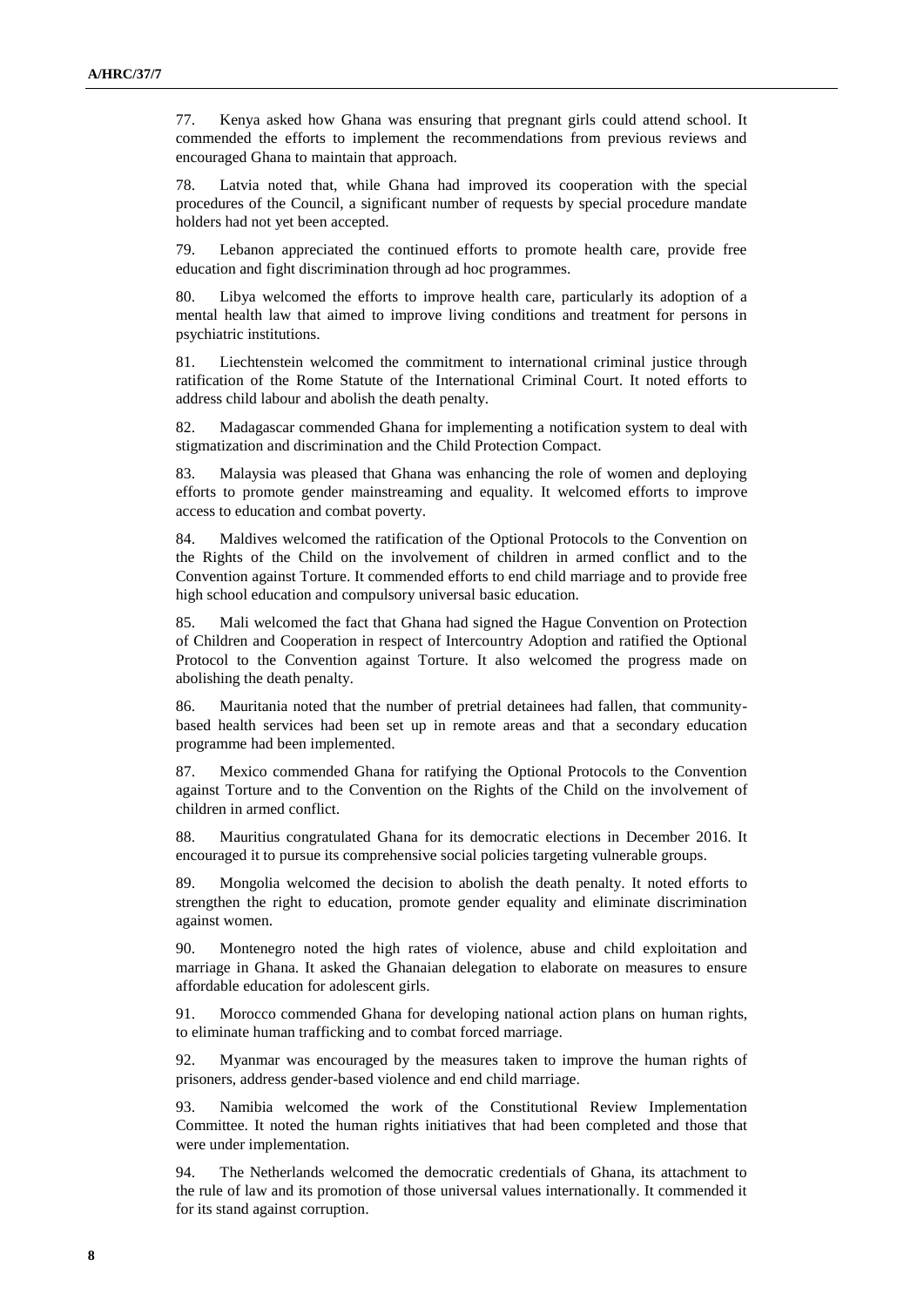77. Kenya asked how Ghana was ensuring that pregnant girls could attend school. It commended the efforts to implement the recommendations from previous reviews and encouraged Ghana to maintain that approach.

78. Latvia noted that, while Ghana had improved its cooperation with the special procedures of the Council, a significant number of requests by special procedure mandate holders had not yet been accepted.

79. Lebanon appreciated the continued efforts to promote health care, provide free education and fight discrimination through ad hoc programmes.

80. Libya welcomed the efforts to improve health care, particularly its adoption of a mental health law that aimed to improve living conditions and treatment for persons in psychiatric institutions.

81. Liechtenstein welcomed the commitment to international criminal justice through ratification of the Rome Statute of the International Criminal Court. It noted efforts to address child labour and abolish the death penalty.

82. Madagascar commended Ghana for implementing a notification system to deal with stigmatization and discrimination and the Child Protection Compact.

83. Malaysia was pleased that Ghana was enhancing the role of women and deploying efforts to promote gender mainstreaming and equality. It welcomed efforts to improve access to education and combat poverty.

84. Maldives welcomed the ratification of the Optional Protocols to the Convention on the Rights of the Child on the involvement of children in armed conflict and to the Convention against Torture. It commended efforts to end child marriage and to provide free high school education and compulsory universal basic education.

85. Mali welcomed the fact that Ghana had signed the Hague Convention on Protection of Children and Cooperation in respect of Intercountry Adoption and ratified the Optional Protocol to the Convention against Torture. It also welcomed the progress made on abolishing the death penalty.

86. Mauritania noted that the number of pretrial detainees had fallen, that community-based health services had been set up in remote areas and that a secondary education programme had been implemented.

87. Mexico commended Ghana for ratifying the Optional Protocols to the Convention against Torture and to the Convention on the Rights of the Child on the involvement of children in armed conflict.

88. Mauritius congratulated Ghana for its democratic elections in December 2016. It encouraged it to pursue its comprehensive social policies targeting vulnerable groups.

89. Mongolia welcomed the decision to abolish the death penalty. It noted efforts to strengthen the right to education, promote gender equality and eliminate discrimination against women.

90. Montenegro noted the high rates of violence, abuse and child exploitation and marriage in Ghana. It asked the Ghanaian delegation to elaborate on measures to ensure affordable education for adolescent girls.

91. Morocco commended Ghana for developing national action plans on human rights, to eliminate human trafficking and to combat forced marriage.

92. Myanmar was encouraged by the measures taken to improve the human rights of prisoners, address gender-based violence and end child marriage.

93. Namibia welcomed the work of the Constitutional Review Implementation Committee. It noted the human rights initiatives that had been completed and those that were under implementation.

94. The Netherlands welcomed the democratic credentials of Ghana, its attachment to the rule of law and its promotion of those universal values internationally. It commended it for its stand against corruption.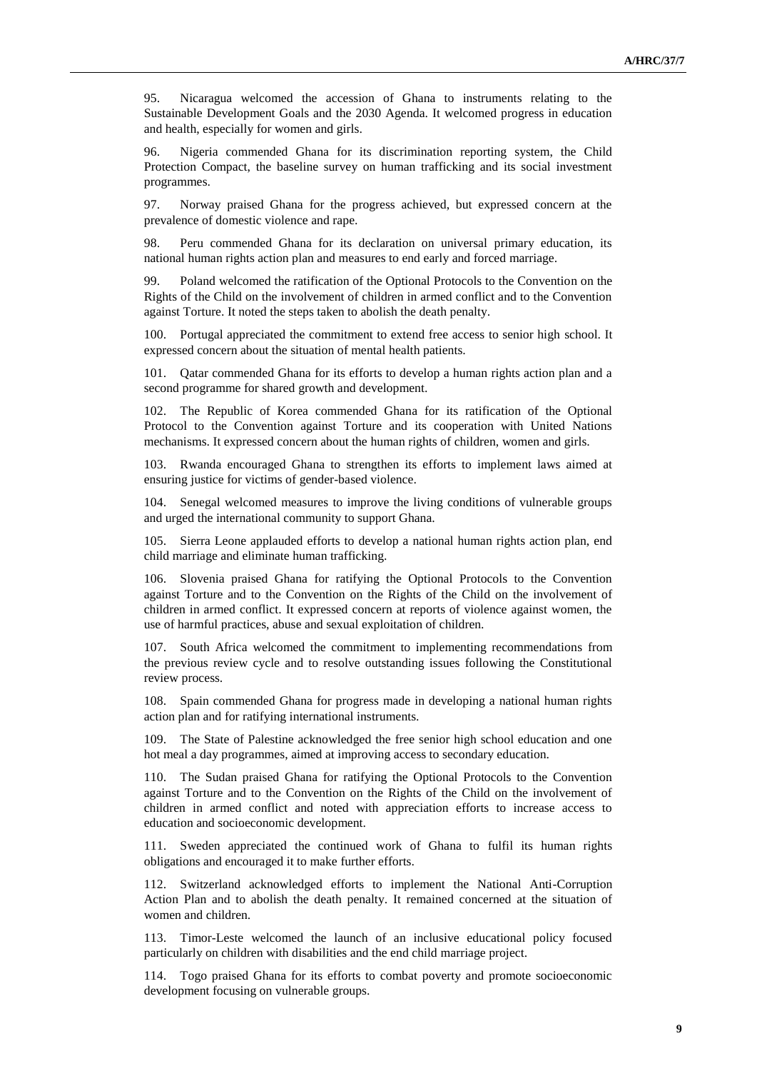95. Nicaragua welcomed the accession of Ghana to instruments relating to the Sustainable Development Goals and the 2030 Agenda. It welcomed progress in education and health, especially for women and girls.

96. Nigeria commended Ghana for its discrimination reporting system, the Child Protection Compact, the baseline survey on human trafficking and its social investment programmes.

97. Norway praised Ghana for the progress achieved, but expressed concern at the prevalence of domestic violence and rape.

98. Peru commended Ghana for its declaration on universal primary education, its national human rights action plan and measures to end early and forced marriage.

99. Poland welcomed the ratification of the Optional Protocols to the Convention on the Rights of the Child on the involvement of children in armed conflict and to the Convention against Torture. It noted the steps taken to abolish the death penalty.

100. Portugal appreciated the commitment to extend free access to senior high school. It expressed concern about the situation of mental health patients.

101. Qatar commended Ghana for its efforts to develop a human rights action plan and a second programme for shared growth and development.

102. The Republic of Korea commended Ghana for its ratification of the Optional Protocol to the Convention against Torture and its cooperation with United Nations mechanisms. It expressed concern about the human rights of children, women and girls.

103. Rwanda encouraged Ghana to strengthen its efforts to implement laws aimed at ensuring justice for victims of gender-based violence.

104. Senegal welcomed measures to improve the living conditions of vulnerable groups and urged the international community to support Ghana.

105. Sierra Leone applauded efforts to develop a national human rights action plan, end child marriage and eliminate human trafficking.

106. Slovenia praised Ghana for ratifying the Optional Protocols to the Convention against Torture and to the Convention on the Rights of the Child on the involvement of children in armed conflict. It expressed concern at reports of violence against women, the use of harmful practices, abuse and sexual exploitation of children.

107. South Africa welcomed the commitment to implementing recommendations from the previous review cycle and to resolve outstanding issues following the Constitutional review process.

108. Spain commended Ghana for progress made in developing a national human rights action plan and for ratifying international instruments.

109. The State of Palestine acknowledged the free senior high school education and one hot meal a day programmes, aimed at improving access to secondary education.

110. The Sudan praised Ghana for ratifying the Optional Protocols to the Convention against Torture and to the Convention on the Rights of the Child on the involvement of children in armed conflict and noted with appreciation efforts to increase access to education and socioeconomic development.

111. Sweden appreciated the continued work of Ghana to fulfil its human rights obligations and encouraged it to make further efforts.

112. Switzerland acknowledged efforts to implement the National Anti-Corruption Action Plan and to abolish the death penalty. It remained concerned at the situation of women and children.

113. Timor-Leste welcomed the launch of an inclusive educational policy focused particularly on children with disabilities and the end child marriage project.

114. Togo praised Ghana for its efforts to combat poverty and promote socioeconomic development focusing on vulnerable groups.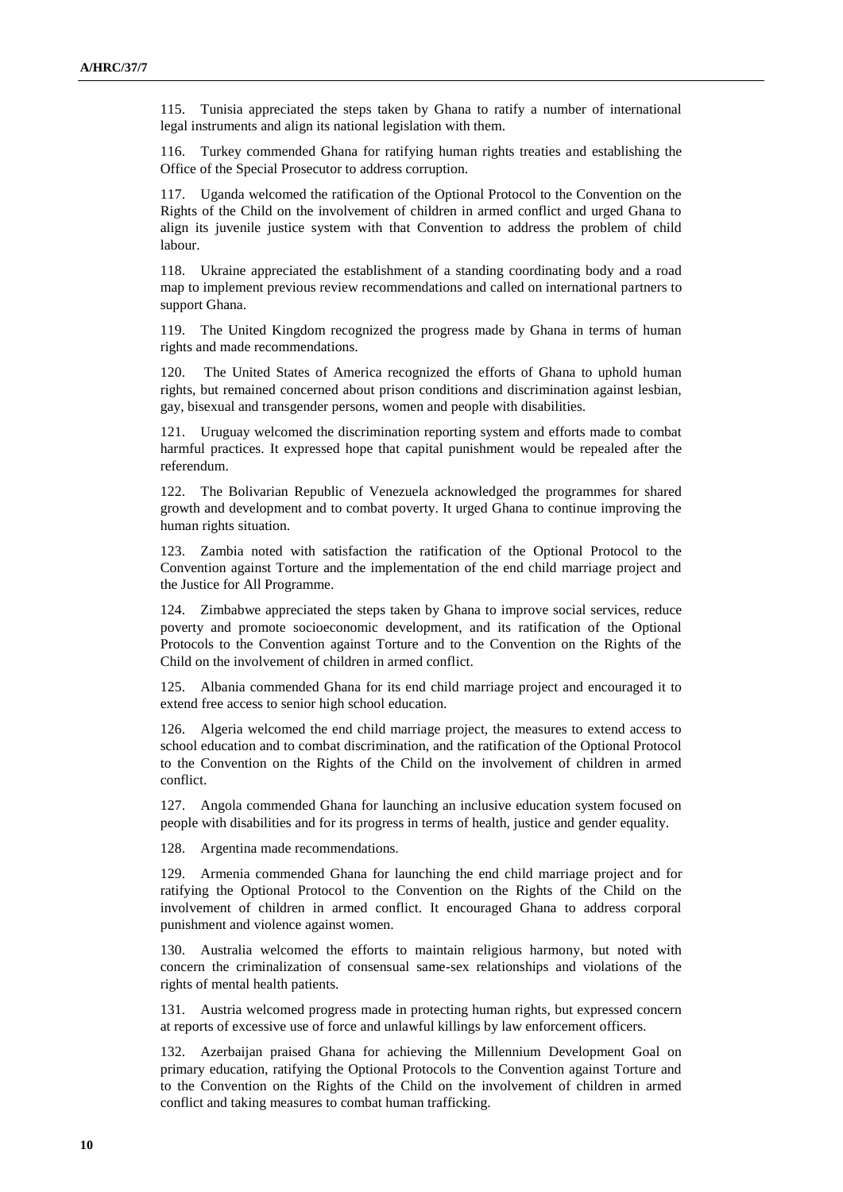115. Tunisia appreciated the steps taken by Ghana to ratify a number of international legal instruments and align its national legislation with them.

116. Turkey commended Ghana for ratifying human rights treaties and establishing the Office of the Special Prosecutor to address corruption.

117. Uganda welcomed the ratification of the Optional Protocol to the Convention on the Rights of the Child on the involvement of children in armed conflict and urged Ghana to align its juvenile justice system with that Convention to address the problem of child labour.

118. Ukraine appreciated the establishment of a standing coordinating body and a road map to implement previous review recommendations and called on international partners to support Ghana.

119. The United Kingdom recognized the progress made by Ghana in terms of human rights and made recommendations.

120. The United States of America recognized the efforts of Ghana to uphold human rights, but remained concerned about prison conditions and discrimination against lesbian, gay, bisexual and transgender persons, women and people with disabilities.

121. Uruguay welcomed the discrimination reporting system and efforts made to combat harmful practices. It expressed hope that capital punishment would be repealed after the referendum.

122. The Bolivarian Republic of Venezuela acknowledged the programmes for shared growth and development and to combat poverty. It urged Ghana to continue improving the human rights situation.

123. Zambia noted with satisfaction the ratification of the Optional Protocol to the Convention against Torture and the implementation of the end child marriage project and the Justice for All Programme.

124. Zimbabwe appreciated the steps taken by Ghana to improve social services, reduce poverty and promote socioeconomic development, and its ratification of the Optional Protocols to the Convention against Torture and to the Convention on the Rights of the Child on the involvement of children in armed conflict.

125. Albania commended Ghana for its end child marriage project and encouraged it to extend free access to senior high school education.

126. Algeria welcomed the end child marriage project, the measures to extend access to school education and to combat discrimination, and the ratification of the Optional Protocol to the Convention on the Rights of the Child on the involvement of children in armed conflict.

127. Angola commended Ghana for launching an inclusive education system focused on people with disabilities and for its progress in terms of health, justice and gender equality.

128. Argentina made recommendations.

129. Armenia commended Ghana for launching the end child marriage project and for ratifying the Optional Protocol to the Convention on the Rights of the Child on the involvement of children in armed conflict. It encouraged Ghana to address corporal punishment and violence against women.

130. Australia welcomed the efforts to maintain religious harmony, but noted with concern the criminalization of consensual same-sex relationships and violations of the rights of mental health patients.

131. Austria welcomed progress made in protecting human rights, but expressed concern at reports of excessive use of force and unlawful killings by law enforcement officers.

132. Azerbaijan praised Ghana for achieving the Millennium Development Goal on primary education, ratifying the Optional Protocols to the Convention against Torture and to the Convention on the Rights of the Child on the involvement of children in armed conflict and taking measures to combat human trafficking.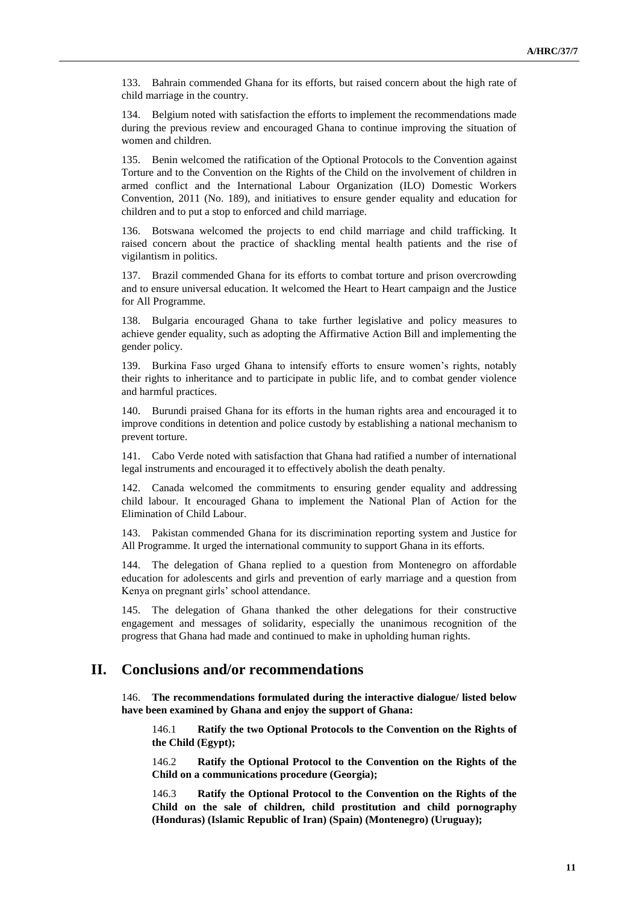133. Bahrain commended Ghana for its efforts, but raised concern about the high rate of child marriage in the country.

134. Belgium noted with satisfaction the efforts to implement the recommendations made during the previous review and encouraged Ghana to continue improving the situation of women and children.

135. Benin welcomed the ratification of the Optional Protocols to the Convention against Torture and to the Convention on the Rights of the Child on the involvement of children in armed conflict and the International Labour Organization (ILO) Domestic Workers Convention, 2011 (No. 189), and initiatives to ensure gender equality and education for children and to put a stop to enforced and child marriage.

136. Botswana welcomed the projects to end child marriage and child trafficking. It raised concern about the practice of shackling mental health patients and the rise of vigilantism in politics.

137. Brazil commended Ghana for its efforts to combat torture and prison overcrowding and to ensure universal education. It welcomed the Heart to Heart campaign and the Justice for All Programme.

138. Bulgaria encouraged Ghana to take further legislative and policy measures to achieve gender equality, such as adopting the Affirmative Action Bill and implementing the gender policy.

139. Burkina Faso urged Ghana to intensify efforts to ensure women's rights, notably their rights to inheritance and to participate in public life, and to combat gender violence and harmful practices.

140. Burundi praised Ghana for its efforts in the human rights area and encouraged it to improve conditions in detention and police custody by establishing a national mechanism to prevent torture.

141. Cabo Verde noted with satisfaction that Ghana had ratified a number of international legal instruments and encouraged it to effectively abolish the death penalty.

142. Canada welcomed the commitments to ensuring gender equality and addressing child labour. It encouraged Ghana to implement the National Plan of Action for the Elimination of Child Labour.

143. Pakistan commended Ghana for its discrimination reporting system and Justice for All Programme. It urged the international community to support Ghana in its efforts.

144. The delegation of Ghana replied to a question from Montenegro on affordable education for adolescents and girls and prevention of early marriage and a question from Kenya on pregnant girls' school attendance.

145. The delegation of Ghana thanked the other delegations for their constructive engagement and messages of solidarity, especially the unanimous recognition of the progress that Ghana had made and continued to make in upholding human rights.

## II. Conclusions and/or recommendations

146. **The recommendations formulated during the interactive dialogue/ listed below have been examined by Ghana and enjoy the support of Ghana:**

146.1 **Ratify the two Optional Protocols to the Convention on the Rights of the Child (Egypt);**

146.2 **Ratify the Optional Protocol to the Convention on the Rights of the Child on a communications procedure (Georgia);**

146.3 **Ratify the Optional Protocol to the Convention on the Rights of the Child on the sale of children, child prostitution and child pornography (Honduras) (Islamic Republic of Iran) (Spain) (Montenegro) (Uruguay);**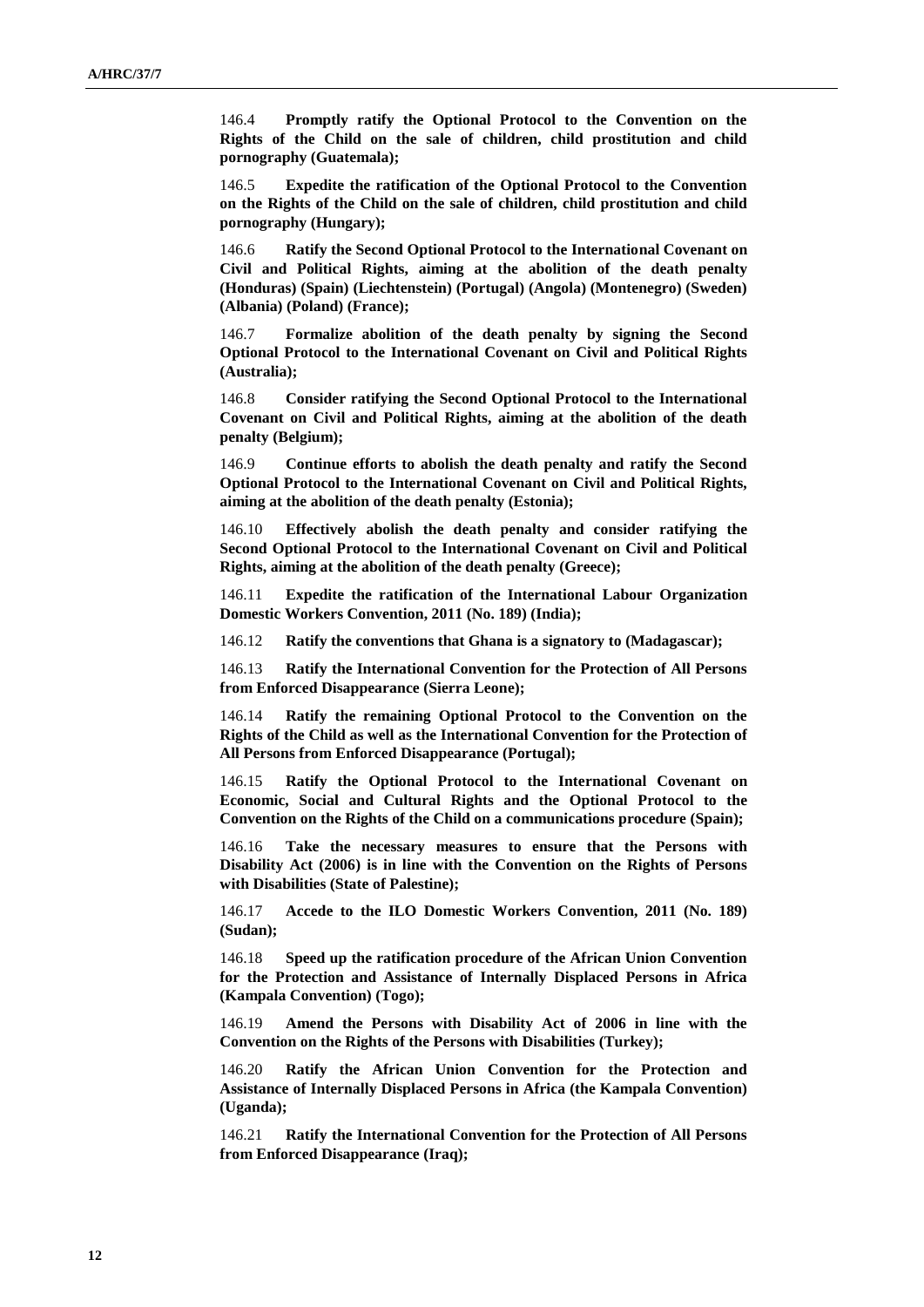146.4 **Promptly ratify the Optional Protocol to the Convention on the Rights of the Child on the sale of children, child prostitution and child pornography (Guatemala);**

146.5 **Expedite the ratification of the Optional Protocol to the Convention on the Rights of the Child on the sale of children, child prostitution and child pornography (Hungary);**

146.6 **Ratify the Second Optional Protocol to the International Covenant on Civil and Political Rights, aiming at the abolition of the death penalty (Honduras) (Spain) (Liechtenstein) (Portugal) (Angola) (Montenegro) (Sweden) (Albania) (Poland) (France);**

146.7 **Formalize abolition of the death penalty by signing the Second Optional Protocol to the International Covenant on Civil and Political Rights (Australia);**

146.8 **Consider ratifying the Second Optional Protocol to the International Covenant on Civil and Political Rights, aiming at the abolition of the death penalty (Belgium);**

146.9 **Continue efforts to abolish the death penalty and ratify the Second Optional Protocol to the International Covenant on Civil and Political Rights, aiming at the abolition of the death penalty (Estonia);**

146.10 **Effectively abolish the death penalty and consider ratifying the Second Optional Protocol to the International Covenant on Civil and Political Rights, aiming at the abolition of the death penalty (Greece);**

146.11 **Expedite the ratification of the International Labour Organization Domestic Workers Convention, 2011 (No. 189) (India);**

146.12 **Ratify the conventions that Ghana is a signatory to (Madagascar);**

146.13 **Ratify the International Convention for the Protection of All Persons from Enforced Disappearance (Sierra Leone);**

146.14 **Ratify the remaining Optional Protocol to the Convention on the Rights of the Child as well as the International Convention for the Protection of All Persons from Enforced Disappearance (Portugal);**

146.15 **Ratify the Optional Protocol to the International Covenant on Economic, Social and Cultural Rights and the Optional Protocol to the Convention on the Rights of the Child on a communications procedure (Spain);**

146.16 **Take the necessary measures to ensure that the Persons with Disability Act (2006) is in line with the Convention on the Rights of Persons with Disabilities (State of Palestine);**

146.17 **Accede to the ILO Domestic Workers Convention, 2011 (No. 189) (Sudan);**

146.18 **Speed up the ratification procedure of the African Union Convention for the Protection and Assistance of Internally Displaced Persons in Africa (Kampala Convention) (Togo);**

146.19 **Amend the Persons with Disability Act of 2006 in line with the Convention on the Rights of the Persons with Disabilities (Turkey);**

146.20 **Ratify the African Union Convention for the Protection and Assistance of Internally Displaced Persons in Africa (the Kampala Convention) (Uganda);**

146.21 **Ratify the International Convention for the Protection of All Persons from Enforced Disappearance (Iraq);**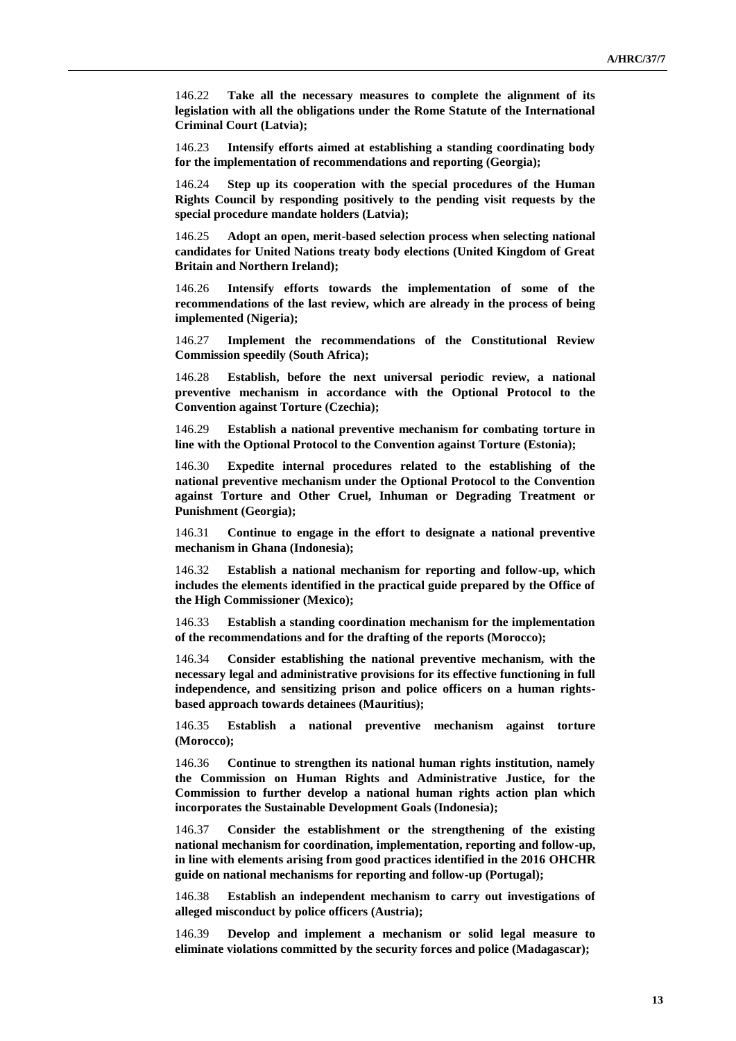146.22 **Take all the necessary measures to complete the alignment of its legislation with all the obligations under the Rome Statute of the International Criminal Court (Latvia);**

146.23 **Intensify efforts aimed at establishing a standing coordinating body for the implementation of recommendations and reporting (Georgia);**

146.24 **Step up its cooperation with the special procedures of the Human Rights Council by responding positively to the pending visit requests by the special procedure mandate holders (Latvia);**

146.25 **Adopt an open, merit-based selection process when selecting national candidates for United Nations treaty body elections (United Kingdom of Great Britain and Northern Ireland);**

146.26 **Intensify efforts towards the implementation of some of the recommendations of the last review, which are already in the process of being implemented (Nigeria);**

146.27 **Implement the recommendations of the Constitutional Review Commission speedily (South Africa);**

146.28 **Establish, before the next universal periodic review, a national preventive mechanism in accordance with the Optional Protocol to the Convention against Torture (Czechia);**

146.29 **Establish a national preventive mechanism for combating torture in line with the Optional Protocol to the Convention against Torture (Estonia);**

146.30 **Expedite internal procedures related to the establishing of the national preventive mechanism under the Optional Protocol to the Convention against Torture and Other Cruel, Inhuman or Degrading Treatment or Punishment (Georgia);**

146.31 **Continue to engage in the effort to designate a national preventive mechanism in Ghana (Indonesia);**

146.32 **Establish a national mechanism for reporting and follow-up, which includes the elements identified in the practical guide prepared by the Office of the High Commissioner (Mexico);**

146.33 **Establish a standing coordination mechanism for the implementation of the recommendations and for the drafting of the reports (Morocco);**

146.34 **Consider establishing the national preventive mechanism, with the necessary legal and administrative provisions for its effective functioning in full independence, and sensitizing prison and police officers on a human rights-based approach towards detainees (Mauritius);**

146.35 **Establish a national preventive mechanism against torture (Morocco);**

146.36 **Continue to strengthen its national human rights institution, namely the Commission on Human Rights and Administrative Justice, for the Commission to further develop a national human rights action plan which incorporates the Sustainable Development Goals (Indonesia);**

146.37 **Consider the establishment or the strengthening of the existing national mechanism for coordination, implementation, reporting and follow-up, in line with elements arising from good practices identified in the 2016 OHCHR guide on national mechanisms for reporting and follow-up (Portugal);**

146.38 **Establish an independent mechanism to carry out investigations of alleged misconduct by police officers (Austria);**

146.39 **Develop and implement a mechanism or solid legal measure to eliminate violations committed by the security forces and police (Madagascar);**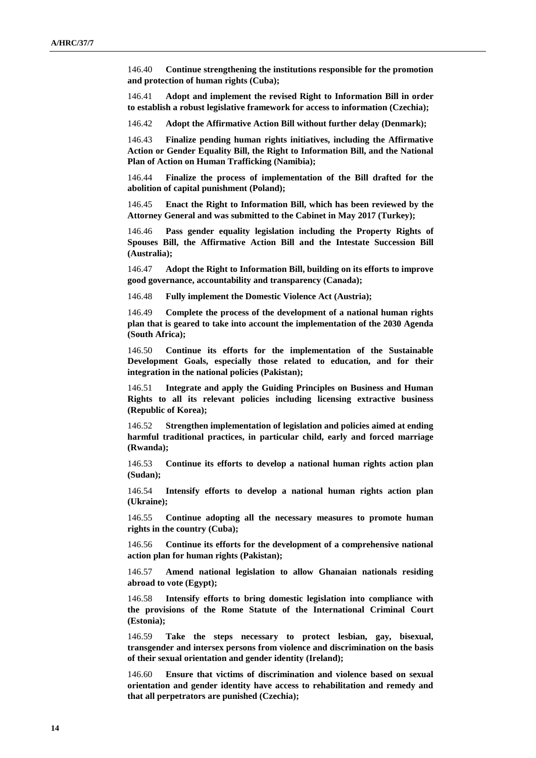146.40 **Continue strengthening the institutions responsible for the promotion and protection of human rights (Cuba);**

146.41 **Adopt and implement the revised Right to Information Bill in order to establish a robust legislative framework for access to information (Czechia);**

146.42 **Adopt the Affirmative Action Bill without further delay (Denmark);**

146.43 **Finalize pending human rights initiatives, including the Affirmative Action or Gender Equality Bill, the Right to Information Bill, and the National Plan of Action on Human Trafficking (Namibia);**

146.44 **Finalize the process of implementation of the Bill drafted for the abolition of capital punishment (Poland);**

146.45 **Enact the Right to Information Bill, which has been reviewed by the Attorney General and was submitted to the Cabinet in May 2017 (Turkey);**

146.46 **Pass gender equality legislation including the Property Rights of Spouses Bill, the Affirmative Action Bill and the Intestate Succession Bill (Australia);**

146.47 **Adopt the Right to Information Bill, building on its efforts to improve good governance, accountability and transparency (Canada);**

146.48 **Fully implement the Domestic Violence Act (Austria);**

146.49 **Complete the process of the development of a national human rights plan that is geared to take into account the implementation of the 2030 Agenda (South Africa);**

146.50 **Continue its efforts for the implementation of the Sustainable Development Goals, especially those related to education, and for their integration in the national policies (Pakistan);**

146.51 **Integrate and apply the Guiding Principles on Business and Human Rights to all its relevant policies including licensing extractive business (Republic of Korea);**

146.52 **Strengthen implementation of legislation and policies aimed at ending harmful traditional practices, in particular child, early and forced marriage (Rwanda);**

146.53 **Continue its efforts to develop a national human rights action plan (Sudan);**

146.54 **Intensify efforts to develop a national human rights action plan (Ukraine);**

146.55 **Continue adopting all the necessary measures to promote human rights in the country (Cuba);**

146.56 **Continue its efforts for the development of a comprehensive national action plan for human rights (Pakistan);**

146.57 **Amend national legislation to allow Ghanaian nationals residing abroad to vote (Egypt);**

146.58 **Intensify efforts to bring domestic legislation into compliance with the provisions of the Rome Statute of the International Criminal Court (Estonia);**

146.59 **Take the steps necessary to protect lesbian, gay, bisexual, transgender and intersex persons from violence and discrimination on the basis of their sexual orientation and gender identity (Ireland);**

146.60 **Ensure that victims of discrimination and violence based on sexual orientation and gender identity have access to rehabilitation and remedy and that all perpetrators are punished (Czechia);**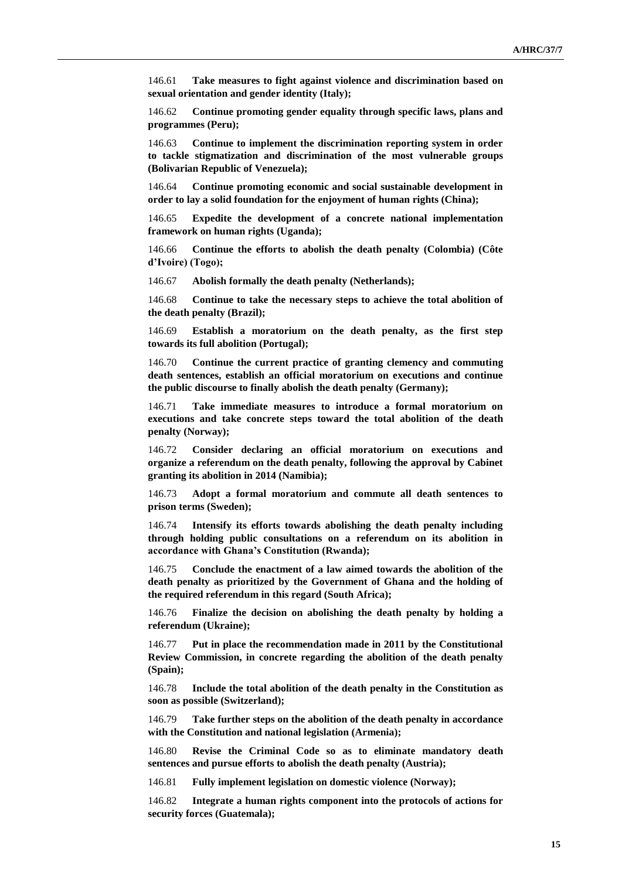146.61 **Take measures to fight against violence and discrimination based on sexual orientation and gender identity (Italy);**

146.62 **Continue promoting gender equality through specific laws, plans and programmes (Peru);**

146.63 **Continue to implement the discrimination reporting system in order to tackle stigmatization and discrimination of the most vulnerable groups (Bolivarian Republic of Venezuela);**

146.64 **Continue promoting economic and social sustainable development in order to lay a solid foundation for the enjoyment of human rights (China);**

146.65 **Expedite the development of a concrete national implementation framework on human rights (Uganda);**

146.66 **Continue the efforts to abolish the death penalty (Colombia) (Côte d'Ivoire) (Togo);**

146.67 **Abolish formally the death penalty (Netherlands);**

146.68 **Continue to take the necessary steps to achieve the total abolition of the death penalty (Brazil);**

146.69 **Establish a moratorium on the death penalty, as the first step towards its full abolition (Portugal);**

146.70 **Continue the current practice of granting clemency and commuting death sentences, establish an official moratorium on executions and continue the public discourse to finally abolish the death penalty (Germany);**

146.71 **Take immediate measures to introduce a formal moratorium on executions and take concrete steps toward the total abolition of the death penalty (Norway);**

146.72 **Consider declaring an official moratorium on executions and organize a referendum on the death penalty, following the approval by Cabinet granting its abolition in 2014 (Namibia);**

146.73 **Adopt a formal moratorium and commute all death sentences to prison terms (Sweden);**

146.74 **Intensify its efforts towards abolishing the death penalty including through holding public consultations on a referendum on its abolition in accordance with Ghana's Constitution (Rwanda);**

146.75 **Conclude the enactment of a law aimed towards the abolition of the death penalty as prioritized by the Government of Ghana and the holding of the required referendum in this regard (South Africa);**

146.76 **Finalize the decision on abolishing the death penalty by holding a referendum (Ukraine);**

146.77 **Put in place the recommendation made in 2011 by the Constitutional Review Commission, in concrete regarding the abolition of the death penalty (Spain);**

146.78 **Include the total abolition of the death penalty in the Constitution as soon as possible (Switzerland);**

146.79 **Take further steps on the abolition of the death penalty in accordance with the Constitution and national legislation (Armenia);**

146.80 **Revise the Criminal Code so as to eliminate mandatory death sentences and pursue efforts to abolish the death penalty (Austria);**

146.81 **Fully implement legislation on domestic violence (Norway);**

146.82 **Integrate a human rights component into the protocols of actions for security forces (Guatemala);**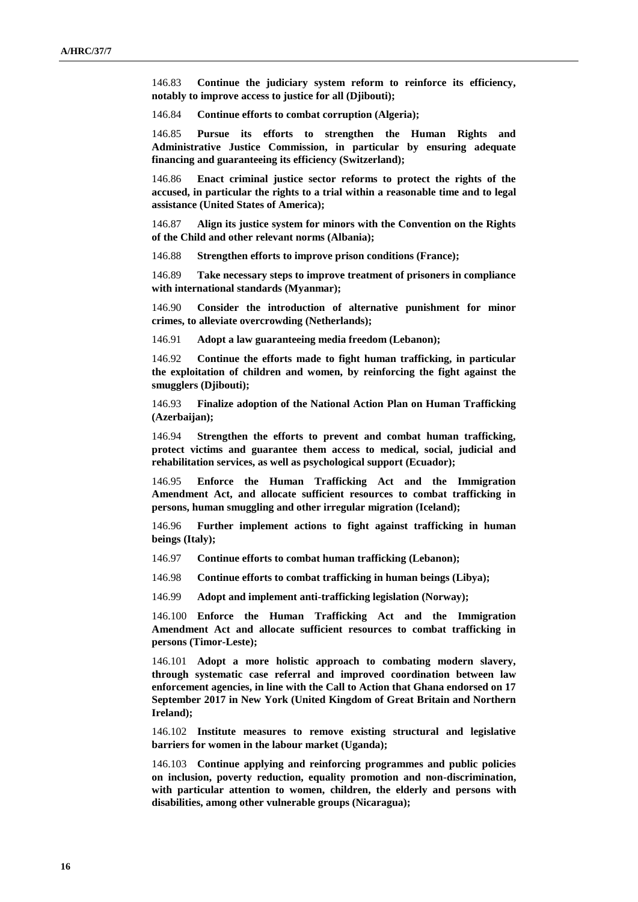146.83 **Continue the judiciary system reform to reinforce its efficiency, notably to improve access to justice for all (Djibouti);**

146.84 **Continue efforts to combat corruption (Algeria);**

146.85 **Pursue its efforts to strengthen the Human Rights and Administrative Justice Commission, in particular by ensuring adequate financing and guaranteeing its efficiency (Switzerland);**

146.86 **Enact criminal justice sector reforms to protect the rights of the accused, in particular the rights to a trial within a reasonable time and to legal assistance (United States of America);**

146.87 **Align its justice system for minors with the Convention on the Rights of the Child and other relevant norms (Albania);**

146.88 **Strengthen efforts to improve prison conditions (France);**

146.89 **Take necessary steps to improve treatment of prisoners in compliance with international standards (Myanmar);**

146.90 **Consider the introduction of alternative punishment for minor crimes, to alleviate overcrowding (Netherlands);**

146.91 **Adopt a law guaranteeing media freedom (Lebanon);**

146.92 **Continue the efforts made to fight human trafficking, in particular the exploitation of children and women, by reinforcing the fight against the smugglers (Djibouti);**

146.93 **Finalize adoption of the National Action Plan on Human Trafficking (Azerbaijan);**

146.94 **Strengthen the efforts to prevent and combat human trafficking, protect victims and guarantee them access to medical, social, judicial and rehabilitation services, as well as psychological support (Ecuador);**

146.95 **Enforce the Human Trafficking Act and the Immigration Amendment Act, and allocate sufficient resources to combat trafficking in persons, human smuggling and other irregular migration (Iceland);**

146.96 **Further implement actions to fight against trafficking in human beings (Italy);**

146.97 **Continue efforts to combat human trafficking (Lebanon);**

146.98 **Continue efforts to combat trafficking in human beings (Libya);**

146.99 **Adopt and implement anti-trafficking legislation (Norway);**

146.100 **Enforce the Human Trafficking Act and the Immigration Amendment Act and allocate sufficient resources to combat trafficking in persons (Timor-Leste);**

146.101 **Adopt a more holistic approach to combating modern slavery, through systematic case referral and improved coordination between law enforcement agencies, in line with the Call to Action that Ghana endorsed on 17 September 2017 in New York (United Kingdom of Great Britain and Northern Ireland);**

146.102 **Institute measures to remove existing structural and legislative barriers for women in the labour market (Uganda);**

146.103 **Continue applying and reinforcing programmes and public policies on inclusion, poverty reduction, equality promotion and non-discrimination, with particular attention to women, children, the elderly and persons with disabilities, among other vulnerable groups (Nicaragua);**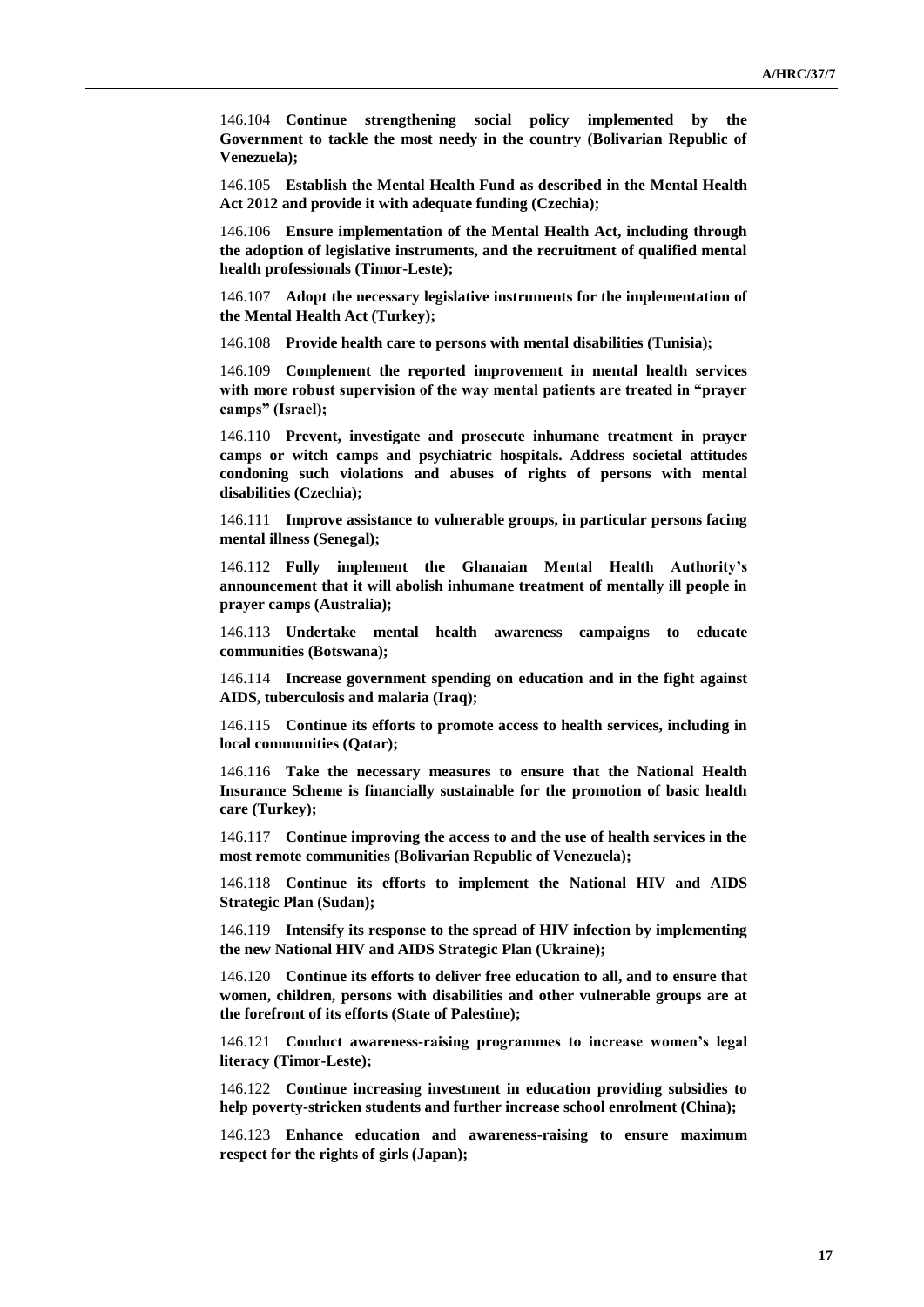146.104 **Continue strengthening social policy implemented by the Government to tackle the most needy in the country (Bolivarian Republic of Venezuela);**

146.105 **Establish the Mental Health Fund as described in the Mental Health Act 2012 and provide it with adequate funding (Czechia);**

146.106 **Ensure implementation of the Mental Health Act, including through the adoption of legislative instruments, and the recruitment of qualified mental health professionals (Timor-Leste);**

146.107 **Adopt the necessary legislative instruments for the implementation of the Mental Health Act (Turkey);**

146.108 **Provide health care to persons with mental disabilities (Tunisia);**

146.109 **Complement the reported improvement in mental health services with more robust supervision of the way mental patients are treated in "prayer camps" (Israel);**

146.110 **Prevent, investigate and prosecute inhumane treatment in prayer camps or witch camps and psychiatric hospitals. Address societal attitudes condoning such violations and abuses of rights of persons with mental disabilities (Czechia);**

146.111 **Improve assistance to vulnerable groups, in particular persons facing mental illness (Senegal);**

146.112 **Fully implement the Ghanaian Mental Health Authority's announcement that it will abolish inhumane treatment of mentally ill people in prayer camps (Australia);**

146.113 **Undertake mental health awareness campaigns to educate communities (Botswana);**

146.114 **Increase government spending on education and in the fight against AIDS, tuberculosis and malaria (Iraq);**

146.115 **Continue its efforts to promote access to health services, including in local communities (Qatar);**

146.116 **Take the necessary measures to ensure that the National Health Insurance Scheme is financially sustainable for the promotion of basic health care (Turkey);**

146.117 **Continue improving the access to and the use of health services in the most remote communities (Bolivarian Republic of Venezuela);**

146.118 **Continue its efforts to implement the National HIV and AIDS Strategic Plan (Sudan);**

146.119 **Intensify its response to the spread of HIV infection by implementing the new National HIV and AIDS Strategic Plan (Ukraine);**

146.120 **Continue its efforts to deliver free education to all, and to ensure that women, children, persons with disabilities and other vulnerable groups are at the forefront of its efforts (State of Palestine);**

146.121 **Conduct awareness-raising programmes to increase women's legal literacy (Timor-Leste);**

146.122 **Continue increasing investment in education providing subsidies to help poverty-stricken students and further increase school enrolment (China);**

146.123 **Enhance education and awareness-raising to ensure maximum respect for the rights of girls (Japan);**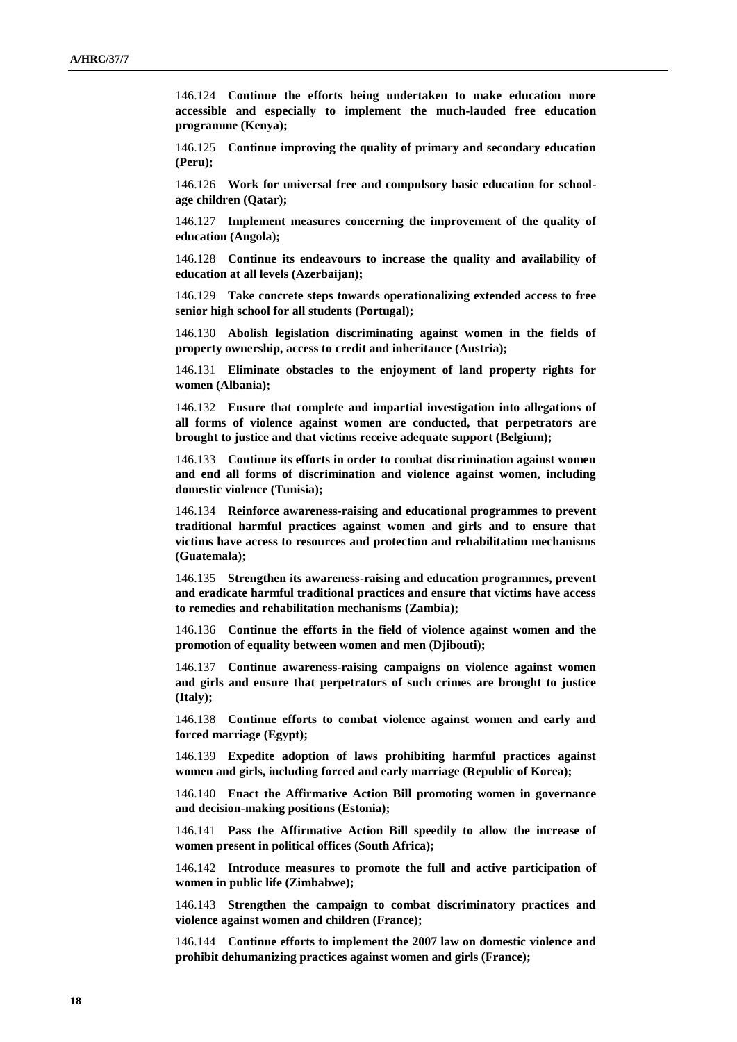146.124 **Continue the efforts being undertaken to make education more accessible and especially to implement the much-lauded free education programme (Kenya);**

146.125 **Continue improving the quality of primary and secondary education (Peru);**

146.126 **Work for universal free and compulsory basic education for school-age children (Qatar);**

146.127 **Implement measures concerning the improvement of the quality of education (Angola);**

146.128 **Continue its endeavours to increase the quality and availability of education at all levels (Azerbaijan);**

146.129 **Take concrete steps towards operationalizing extended access to free senior high school for all students (Portugal);**

146.130 **Abolish legislation discriminating against women in the fields of property ownership, access to credit and inheritance (Austria);**

146.131 **Eliminate obstacles to the enjoyment of land property rights for women (Albania);**

146.132 **Ensure that complete and impartial investigation into allegations of all forms of violence against women are conducted, that perpetrators are brought to justice and that victims receive adequate support (Belgium);**

146.133 **Continue its efforts in order to combat discrimination against women and end all forms of discrimination and violence against women, including domestic violence (Tunisia);**

146.134 **Reinforce awareness-raising and educational programmes to prevent traditional harmful practices against women and girls and to ensure that victims have access to resources and protection and rehabilitation mechanisms (Guatemala);**

146.135 **Strengthen its awareness-raising and education programmes, prevent and eradicate harmful traditional practices and ensure that victims have access to remedies and rehabilitation mechanisms (Zambia);**

146.136 **Continue the efforts in the field of violence against women and the promotion of equality between women and men (Djibouti);**

146.137 **Continue awareness-raising campaigns on violence against women and girls and ensure that perpetrators of such crimes are brought to justice (Italy);**

146.138 **Continue efforts to combat violence against women and early and forced marriage (Egypt);**

146.139 **Expedite adoption of laws prohibiting harmful practices against women and girls, including forced and early marriage (Republic of Korea);**

146.140 **Enact the Affirmative Action Bill promoting women in governance and decision-making positions (Estonia);**

146.141 **Pass the Affirmative Action Bill speedily to allow the increase of women present in political offices (South Africa);**

146.142 **Introduce measures to promote the full and active participation of women in public life (Zimbabwe);**

146.143 **Strengthen the campaign to combat discriminatory practices and violence against women and children (France);**

146.144 **Continue efforts to implement the 2007 law on domestic violence and prohibit dehumanizing practices against women and girls (France);**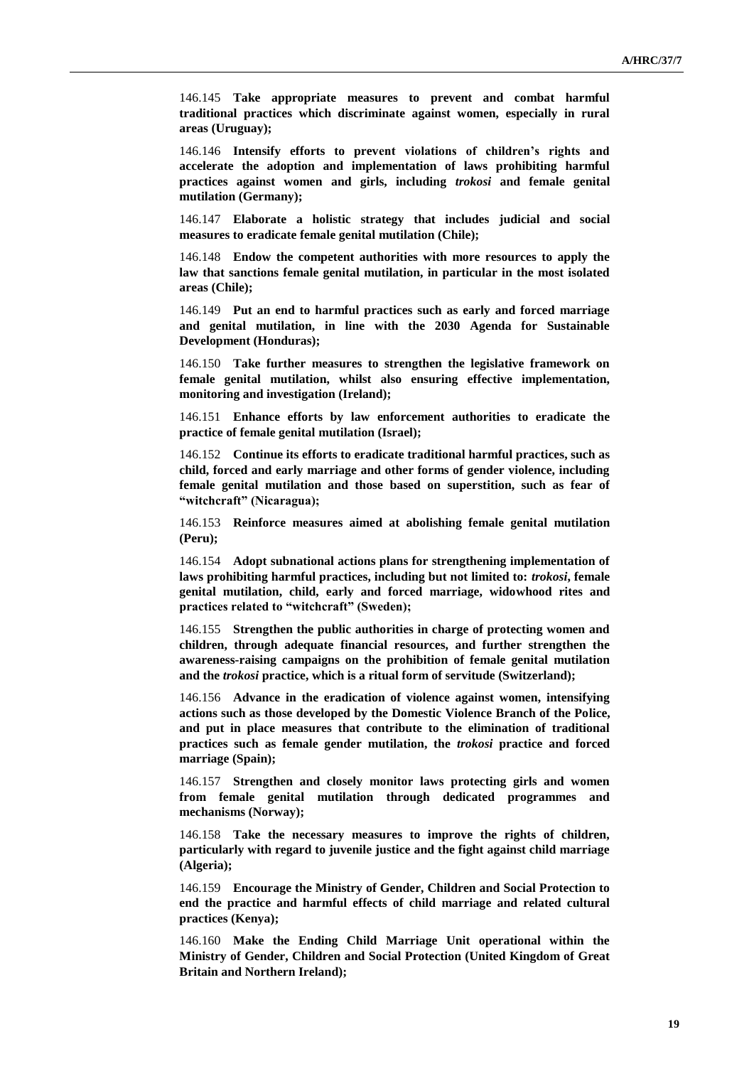146.145 **Take appropriate measures to prevent and combat harmful traditional practices which discriminate against women, especially in rural areas (Uruguay);**

146.146 **Intensify efforts to prevent violations of children's rights and accelerate the adoption and implementation of laws prohibiting harmful practices against women and girls, including *trokosi* and female genital mutilation (Germany);**

146.147 **Elaborate a holistic strategy that includes judicial and social measures to eradicate female genital mutilation (Chile);**

146.148 **Endow the competent authorities with more resources to apply the law that sanctions female genital mutilation, in particular in the most isolated areas (Chile);**

146.149 **Put an end to harmful practices such as early and forced marriage and genital mutilation, in line with the 2030 Agenda for Sustainable Development (Honduras);**

146.150 **Take further measures to strengthen the legislative framework on female genital mutilation, whilst also ensuring effective implementation, monitoring and investigation (Ireland);**

146.151 **Enhance efforts by law enforcement authorities to eradicate the practice of female genital mutilation (Israel);**

146.152 **Continue its efforts to eradicate traditional harmful practices, such as child, forced and early marriage and other forms of gender violence, including female genital mutilation and those based on superstition, such as fear of "witchcraft" (Nicaragua);**

146.153 **Reinforce measures aimed at abolishing female genital mutilation (Peru);**

146.154 **Adopt subnational actions plans for strengthening implementation of laws prohibiting harmful practices, including but not limited to: *trokosi*, female genital mutilation, child, early and forced marriage, widowhood rites and practices related to "witchcraft" (Sweden);**

146.155 **Strengthen the public authorities in charge of protecting women and children, through adequate financial resources, and further strengthen the awareness-raising campaigns on the prohibition of female genital mutilation and the *trokosi* practice, which is a ritual form of servitude (Switzerland);**

146.156 **Advance in the eradication of violence against women, intensifying actions such as those developed by the Domestic Violence Branch of the Police, and put in place measures that contribute to the elimination of traditional practices such as female gender mutilation, the *trokosi* practice and forced marriage (Spain);**

146.157 **Strengthen and closely monitor laws protecting girls and women from female genital mutilation through dedicated programmes and mechanisms (Norway);**

146.158 **Take the necessary measures to improve the rights of children, particularly with regard to juvenile justice and the fight against child marriage (Algeria);**

146.159 **Encourage the Ministry of Gender, Children and Social Protection to end the practice and harmful effects of child marriage and related cultural practices (Kenya);**

146.160 **Make the Ending Child Marriage Unit operational within the Ministry of Gender, Children and Social Protection (United Kingdom of Great Britain and Northern Ireland);**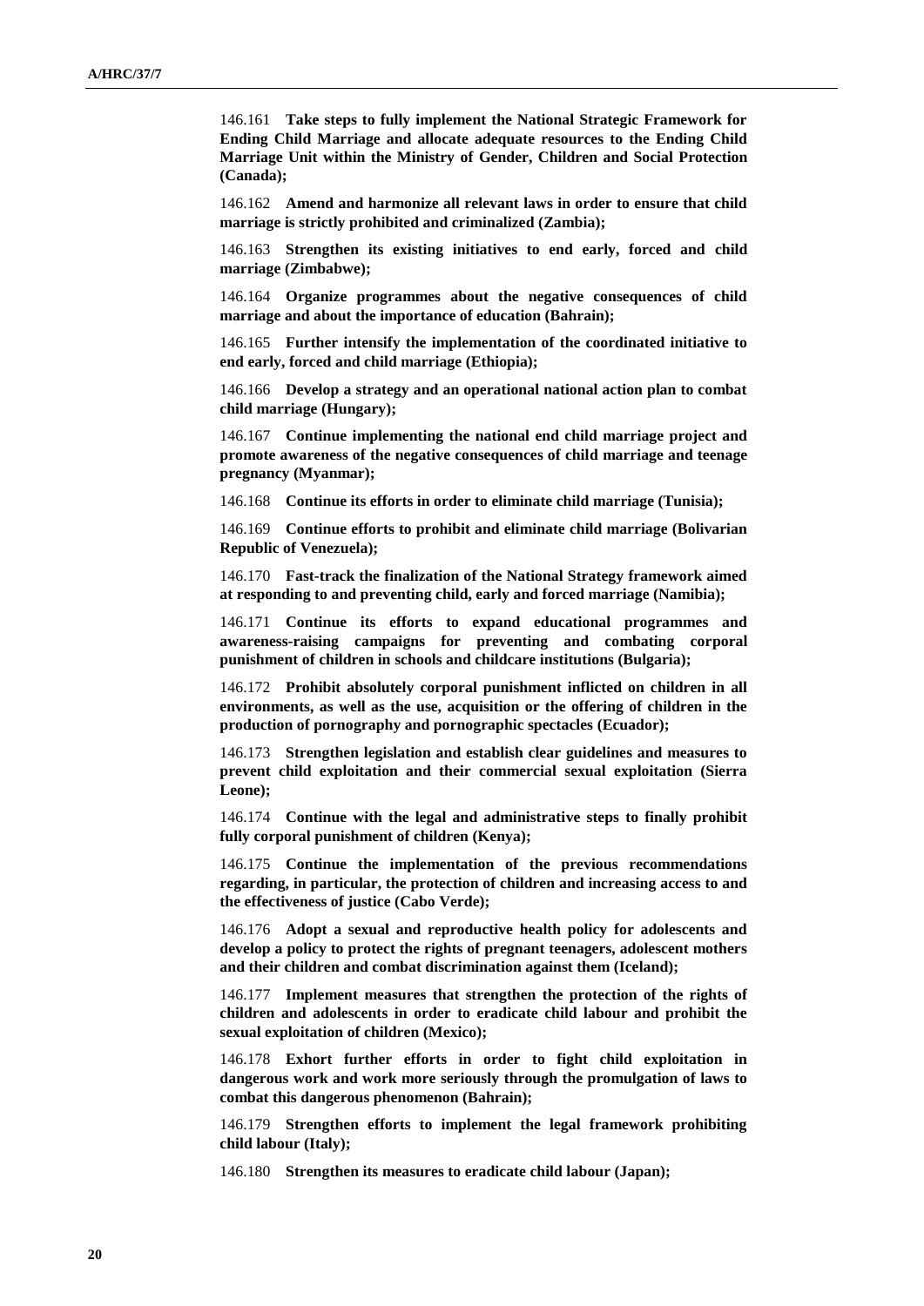146.161 **Take steps to fully implement the National Strategic Framework for Ending Child Marriage and allocate adequate resources to the Ending Child Marriage Unit within the Ministry of Gender, Children and Social Protection (Canada);**

146.162 **Amend and harmonize all relevant laws in order to ensure that child marriage is strictly prohibited and criminalized (Zambia);**

146.163 **Strengthen its existing initiatives to end early, forced and child marriage (Zimbabwe);**

146.164 **Organize programmes about the negative consequences of child marriage and about the importance of education (Bahrain);**

146.165 **Further intensify the implementation of the coordinated initiative to end early, forced and child marriage (Ethiopia);**

146.166 **Develop a strategy and an operational national action plan to combat child marriage (Hungary);**

146.167 **Continue implementing the national end child marriage project and promote awareness of the negative consequences of child marriage and teenage pregnancy (Myanmar);**

146.168 **Continue its efforts in order to eliminate child marriage (Tunisia);**

146.169 **Continue efforts to prohibit and eliminate child marriage (Bolivarian Republic of Venezuela);**

146.170 **Fast-track the finalization of the National Strategy framework aimed at responding to and preventing child, early and forced marriage (Namibia);**

146.171 **Continue its efforts to expand educational programmes and awareness-raising campaigns for preventing and combating corporal punishment of children in schools and childcare institutions (Bulgaria);**

146.172 **Prohibit absolutely corporal punishment inflicted on children in all environments, as well as the use, acquisition or the offering of children in the production of pornography and pornographic spectacles (Ecuador);**

146.173 **Strengthen legislation and establish clear guidelines and measures to prevent child exploitation and their commercial sexual exploitation (Sierra Leone);**

146.174 **Continue with the legal and administrative steps to finally prohibit fully corporal punishment of children (Kenya);**

146.175 **Continue the implementation of the previous recommendations regarding, in particular, the protection of children and increasing access to and the effectiveness of justice (Cabo Verde);**

146.176 **Adopt a sexual and reproductive health policy for adolescents and develop a policy to protect the rights of pregnant teenagers, adolescent mothers and their children and combat discrimination against them (Iceland);**

146.177 **Implement measures that strengthen the protection of the rights of children and adolescents in order to eradicate child labour and prohibit the sexual exploitation of children (Mexico);**

146.178 **Exhort further efforts in order to fight child exploitation in dangerous work and work more seriously through the promulgation of laws to combat this dangerous phenomenon (Bahrain);**

146.179 **Strengthen efforts to implement the legal framework prohibiting child labour (Italy);**

146.180 **Strengthen its measures to eradicate child labour (Japan);**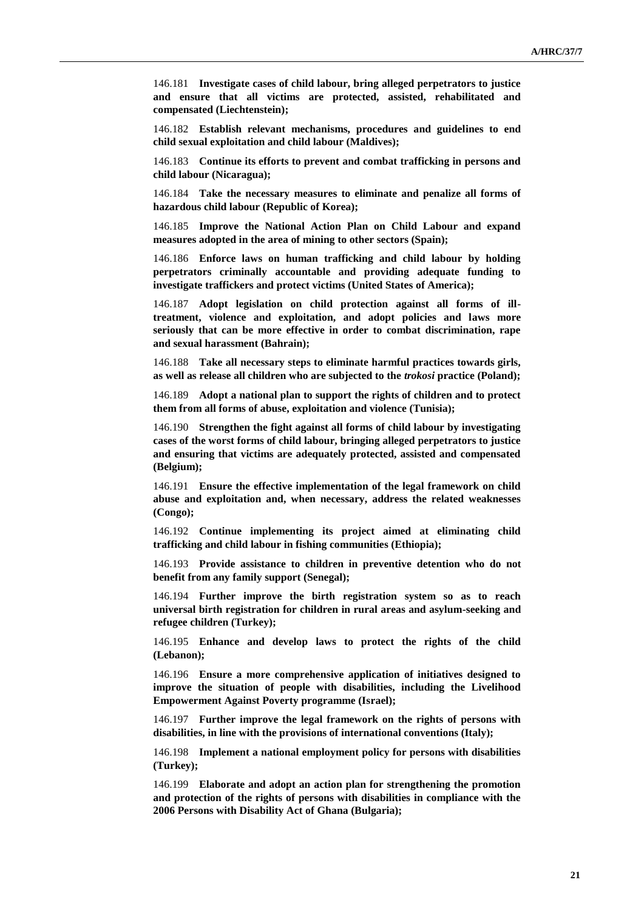146.181 **Investigate cases of child labour, bring alleged perpetrators to justice and ensure that all victims are protected, assisted, rehabilitated and compensated (Liechtenstein);**

146.182 **Establish relevant mechanisms, procedures and guidelines to end child sexual exploitation and child labour (Maldives);**

146.183 **Continue its efforts to prevent and combat trafficking in persons and child labour (Nicaragua);**

146.184 **Take the necessary measures to eliminate and penalize all forms of hazardous child labour (Republic of Korea);**

146.185 **Improve the National Action Plan on Child Labour and expand measures adopted in the area of mining to other sectors (Spain);**

146.186 **Enforce laws on human trafficking and child labour by holding perpetrators criminally accountable and providing adequate funding to investigate traffickers and protect victims (United States of America);**

146.187 **Adopt legislation on child protection against all forms of ill-treatment, violence and exploitation, and adopt policies and laws more seriously that can be more effective in order to combat discrimination, rape and sexual harassment (Bahrain);**

146.188 **Take all necessary steps to eliminate harmful practices towards girls, as well as release all children who are subjected to the *trokosi* practice (Poland);**

146.189 **Adopt a national plan to support the rights of children and to protect them from all forms of abuse, exploitation and violence (Tunisia);**

146.190 **Strengthen the fight against all forms of child labour by investigating cases of the worst forms of child labour, bringing alleged perpetrators to justice and ensuring that victims are adequately protected, assisted and compensated (Belgium);**

146.191 **Ensure the effective implementation of the legal framework on child abuse and exploitation and, when necessary, address the related weaknesses (Congo);**

146.192 **Continue implementing its project aimed at eliminating child trafficking and child labour in fishing communities (Ethiopia);**

146.193 **Provide assistance to children in preventive detention who do not benefit from any family support (Senegal);**

146.194 **Further improve the birth registration system so as to reach universal birth registration for children in rural areas and asylum-seeking and refugee children (Turkey);**

146.195 **Enhance and develop laws to protect the rights of the child (Lebanon);**

146.196 **Ensure a more comprehensive application of initiatives designed to improve the situation of people with disabilities, including the Livelihood Empowerment Against Poverty programme (Israel);**

146.197 **Further improve the legal framework on the rights of persons with disabilities, in line with the provisions of international conventions (Italy);**

146.198 **Implement a national employment policy for persons with disabilities (Turkey);**

146.199 **Elaborate and adopt an action plan for strengthening the promotion and protection of the rights of persons with disabilities in compliance with the 2006 Persons with Disability Act of Ghana (Bulgaria);**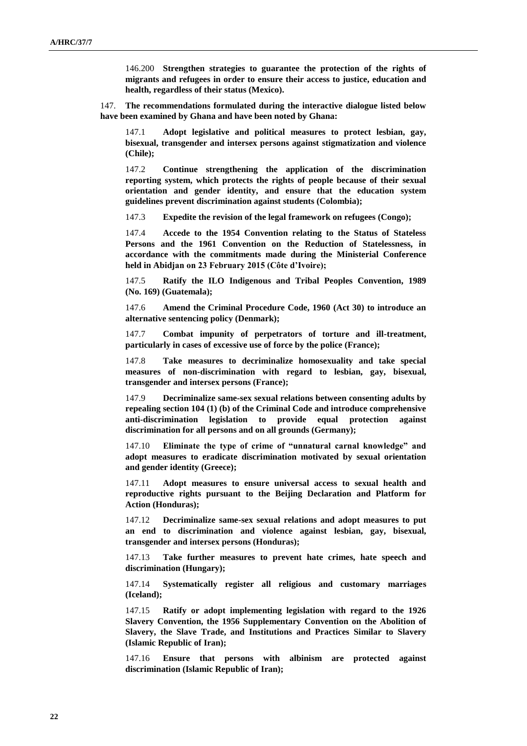146.200 **Strengthen strategies to guarantee the protection of the rights of migrants and refugees in order to ensure their access to justice, education and health, regardless of their status (Mexico).**

147. **The recommendations formulated during the interactive dialogue listed below have been examined by Ghana and have been noted by Ghana:**

147.1 **Adopt legislative and political measures to protect lesbian, gay, bisexual, transgender and intersex persons against stigmatization and violence (Chile);**

147.2 **Continue strengthening the application of the discrimination reporting system, which protects the rights of people because of their sexual orientation and gender identity, and ensure that the education system guidelines prevent discrimination against students (Colombia);**

147.3 **Expedite the revision of the legal framework on refugees (Congo);**

147.4 **Accede to the 1954 Convention relating to the Status of Stateless Persons and the 1961 Convention on the Reduction of Statelessness, in accordance with the commitments made during the Ministerial Conference held in Abidjan on 23 February 2015 (Côte d'Ivoire);**

147.5 **Ratify the ILO Indigenous and Tribal Peoples Convention, 1989 (No. 169) (Guatemala);**

147.6 **Amend the Criminal Procedure Code, 1960 (Act 30) to introduce an alternative sentencing policy (Denmark);**

147.7 **Combat impunity of perpetrators of torture and ill-treatment, particularly in cases of excessive use of force by the police (France);**

147.8 **Take measures to decriminalize homosexuality and take special measures of non-discrimination with regard to lesbian, gay, bisexual, transgender and intersex persons (France);**

147.9 **Decriminalize same-sex sexual relations between consenting adults by repealing section 104 (1) (b) of the Criminal Code and introduce comprehensive anti-discrimination legislation to provide equal protection against discrimination for all persons and on all grounds (Germany);**

147.10 **Eliminate the type of crime of "unnatural carnal knowledge" and adopt measures to eradicate discrimination motivated by sexual orientation and gender identity (Greece);**

147.11 **Adopt measures to ensure universal access to sexual health and reproductive rights pursuant to the Beijing Declaration and Platform for Action (Honduras);**

147.12 **Decriminalize same-sex sexual relations and adopt measures to put an end to discrimination and violence against lesbian, gay, bisexual, transgender and intersex persons (Honduras);**

147.13 **Take further measures to prevent hate crimes, hate speech and discrimination (Hungary);**

147.14 **Systematically register all religious and customary marriages (Iceland);**

147.15 **Ratify or adopt implementing legislation with regard to the 1926 Slavery Convention, the 1956 Supplementary Convention on the Abolition of Slavery, the Slave Trade, and Institutions and Practices Similar to Slavery (Islamic Republic of Iran);**

147.16 **Ensure that persons with albinism are protected against discrimination (Islamic Republic of Iran);**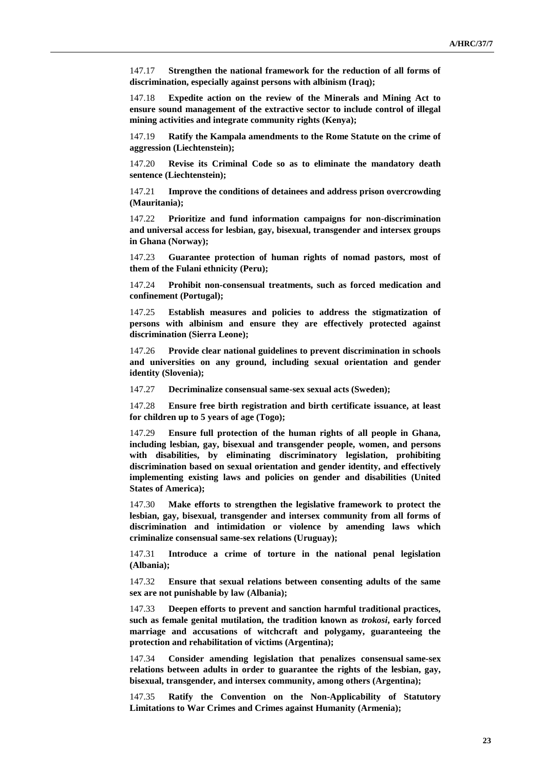147.17 **Strengthen the national framework for the reduction of all forms of discrimination, especially against persons with albinism (Iraq);**

147.18 **Expedite action on the review of the Minerals and Mining Act to ensure sound management of the extractive sector to include control of illegal mining activities and integrate community rights (Kenya);**

147.19 **Ratify the Kampala amendments to the Rome Statute on the crime of aggression (Liechtenstein);**

147.20 **Revise its Criminal Code so as to eliminate the mandatory death sentence (Liechtenstein);**

147.21 **Improve the conditions of detainees and address prison overcrowding (Mauritania);**

147.22 **Prioritize and fund information campaigns for non-discrimination and universal access for lesbian, gay, bisexual, transgender and intersex groups in Ghana (Norway);**

147.23 **Guarantee protection of human rights of nomad pastors, most of them of the Fulani ethnicity (Peru);**

147.24 **Prohibit non-consensual treatments, such as forced medication and confinement (Portugal);**

147.25 **Establish measures and policies to address the stigmatization of persons with albinism and ensure they are effectively protected against discrimination (Sierra Leone);**

147.26 **Provide clear national guidelines to prevent discrimination in schools and universities on any ground, including sexual orientation and gender identity (Slovenia);**

147.27 **Decriminalize consensual same-sex sexual acts (Sweden);**

147.28 **Ensure free birth registration and birth certificate issuance, at least for children up to 5 years of age (Togo);**

147.29 **Ensure full protection of the human rights of all people in Ghana, including lesbian, gay, bisexual and transgender people, women, and persons with disabilities, by eliminating discriminatory legislation, prohibiting discrimination based on sexual orientation and gender identity, and effectively implementing existing laws and policies on gender and disabilities (United States of America);**

147.30 **Make efforts to strengthen the legislative framework to protect the lesbian, gay, bisexual, transgender and intersex community from all forms of discrimination and intimidation or violence by amending laws which criminalize consensual same-sex relations (Uruguay);**

147.31 **Introduce a crime of torture in the national penal legislation (Albania);**

147.32 **Ensure that sexual relations between consenting adults of the same sex are not punishable by law (Albania);**

147.33 **Deepen efforts to prevent and sanction harmful traditional practices, such as female genital mutilation, the tradition known as *trokosi*, early forced marriage and accusations of witchcraft and polygamy, guaranteeing the protection and rehabilitation of victims (Argentina);**

147.34 **Consider amending legislation that penalizes consensual same-sex relations between adults in order to guarantee the rights of the lesbian, gay, bisexual, transgender, and intersex community, among others (Argentina);**

147.35 **Ratify the Convention on the Non-Applicability of Statutory Limitations to War Crimes and Crimes against Humanity (Armenia);**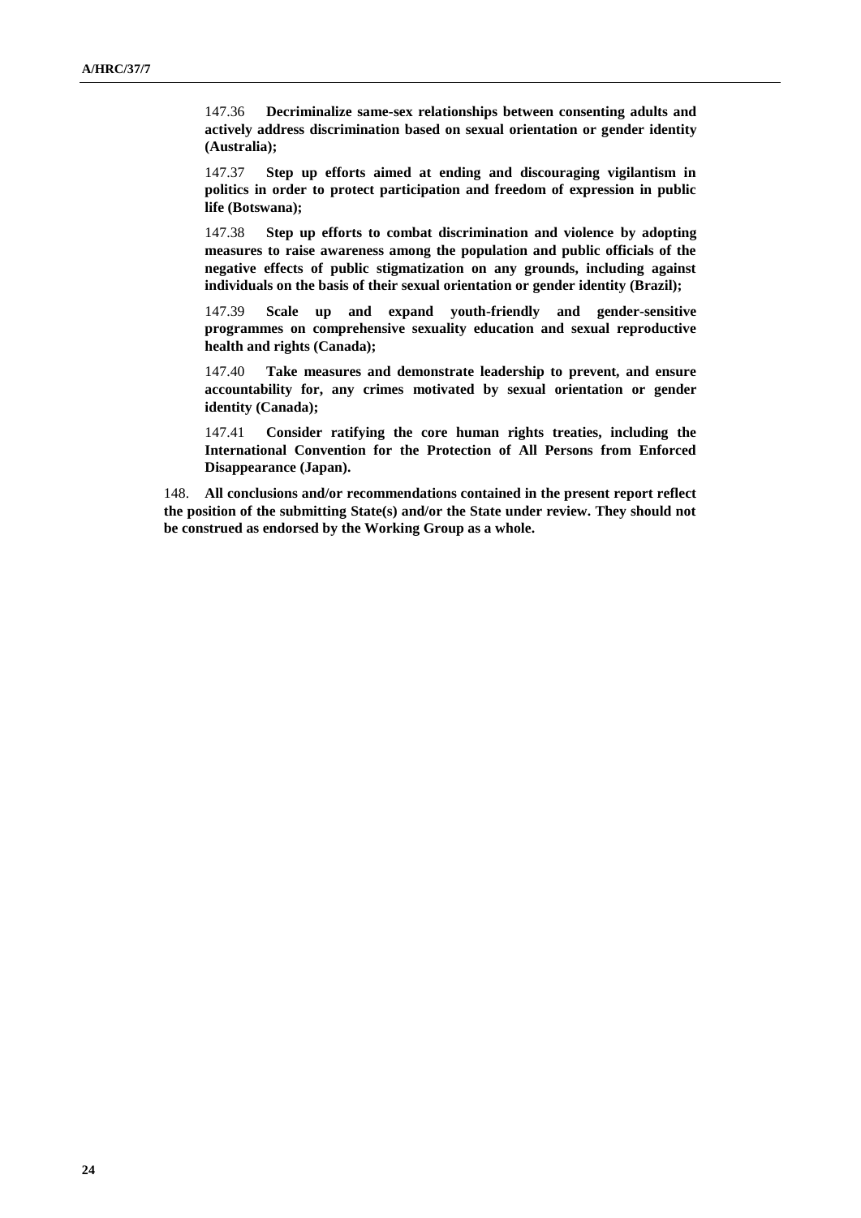147.36 **Decriminalize same-sex relationships between consenting adults and actively address discrimination based on sexual orientation or gender identity (Australia);**

147.37 **Step up efforts aimed at ending and discouraging vigilantism in politics in order to protect participation and freedom of expression in public life (Botswana);**

147.38 **Step up efforts to combat discrimination and violence by adopting measures to raise awareness among the population and public officials of the negative effects of public stigmatization on any grounds, including against individuals on the basis of their sexual orientation or gender identity (Brazil);**

147.39 **Scale up and expand youth-friendly and gender-sensitive programmes on comprehensive sexuality education and sexual reproductive health and rights (Canada);**

147.40 **Take measures and demonstrate leadership to prevent, and ensure accountability for, any crimes motivated by sexual orientation or gender identity (Canada);**

147.41 **Consider ratifying the core human rights treaties, including the International Convention for the Protection of All Persons from Enforced Disappearance (Japan).**

148. **All conclusions and/or recommendations contained in the present report reflect the position of the submitting State(s) and/or the State under review. They should not be construed as endorsed by the Working Group as a whole.**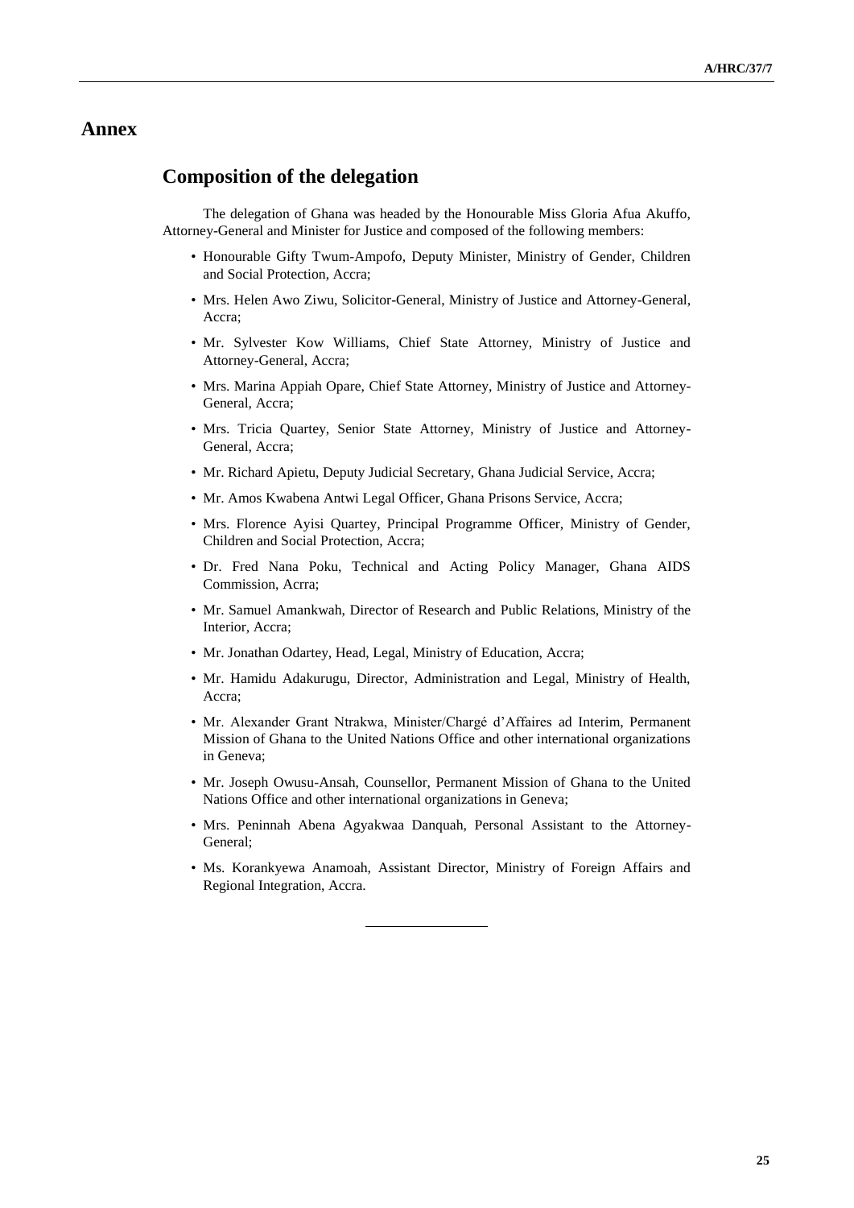# Annex

## Composition of the delegation

The delegation of Ghana was headed by the Honourable Miss Gloria Afua Akuffo, Attorney-General and Minister for Justice and composed of the following members:

- Honourable Gifty Twum-Ampofo, Deputy Minister, Ministry of Gender, Children and Social Protection, Accra;
- Mrs. Helen Awo Ziwu, Solicitor-General, Ministry of Justice and Attorney-General, Accra;
- Mr. Sylvester Kow Williams, Chief State Attorney, Ministry of Justice and Attorney-General, Accra;
- Mrs. Marina Appiah Opare, Chief State Attorney, Ministry of Justice and Attorney-General, Accra;
- Mrs. Tricia Quartey, Senior State Attorney, Ministry of Justice and Attorney-General, Accra;
- Mr. Richard Apietu, Deputy Judicial Secretary, Ghana Judicial Service, Accra;
- Mr. Amos Kwabena Antwi Legal Officer, Ghana Prisons Service, Accra;
- Mrs. Florence Ayisi Quartey, Principal Programme Officer, Ministry of Gender, Children and Social Protection, Accra;
- Dr. Fred Nana Poku, Technical and Acting Policy Manager, Ghana AIDS Commission, Acrra;
- Mr. Samuel Amankwah, Director of Research and Public Relations, Ministry of the Interior, Accra;
- Mr. Jonathan Odartey, Head, Legal, Ministry of Education, Accra;
- Mr. Hamidu Adakurugu, Director, Administration and Legal, Ministry of Health, Accra;
- Mr. Alexander Grant Ntrakwa, Minister/Chargé d'Affaires ad Interim, Permanent Mission of Ghana to the United Nations Office and other international organizations in Geneva;
- Mr. Joseph Owusu-Ansah, Counsellor, Permanent Mission of Ghana to the United Nations Office and other international organizations in Geneva;
- Mrs. Peninnah Abena Agyakwaa Danquah, Personal Assistant to the Attorney-General;
- Ms. Korankyewa Anamoah, Assistant Director, Ministry of Foreign Affairs and Regional Integration, Accra.